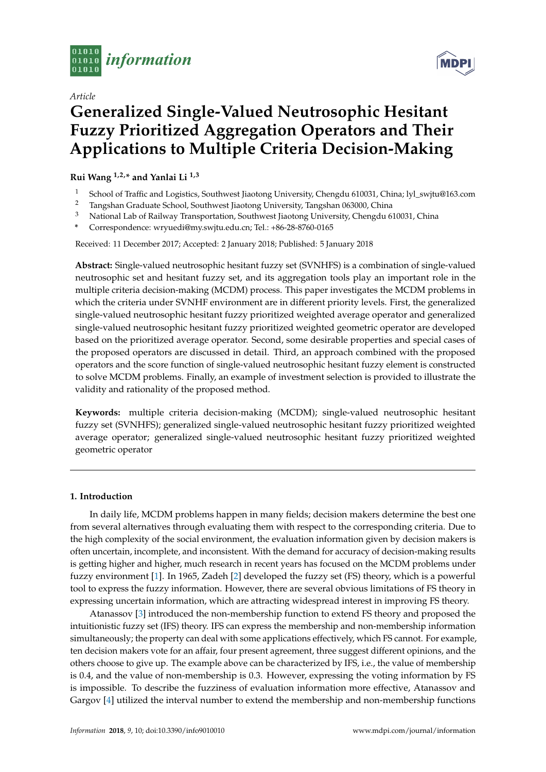*Article*

# Generalized Single-Valued Neutrosophic Hesitant Fuzzy Prioritized Aggregation Operators and Their Applications to Multiple Criteria Decision-Making

**Rui Wang [1,2,*] and Yanlai Li [1,3]**

[1] School of Traffic and Logistics, Southwest Jiaotong University, Chengdu 610031, China; lyl_swjtu@163.com
[2] Tangshan Graduate School, Southwest Jiaotong University, Tangshan 063000, China
[3] National Lab of Railway Transportation, Southwest Jiaotong University, Chengdu 610031, China
* Correspondence: wryuedi@my.swjtu.edu.cn; Tel.: +86-28-8760-0165

Received: 11 December 2017; Accepted: 2 January 2018; Published: 5 January 2018

**Abstract:** Single-valued neutrosophic hesitant fuzzy set (SVNHFS) is a combination of single-valued neutrosophic set and hesitant fuzzy set, and its aggregation tools play an important role in the multiple criteria decision-making (MCDM) process. This paper investigates the MCDM problems in which the criteria under SVNHF environment are in different priority levels. First, the generalized single-valued neutrosophic hesitant fuzzy prioritized weighted average operator and generalized single-valued neutrosophic hesitant fuzzy prioritized weighted geometric operator are developed based on the prioritized average operator. Second, some desirable properties and special cases of the proposed operators are discussed in detail. Third, an approach combined with the proposed operators and the score function of single-valued neutrosophic hesitant fuzzy element is constructed to solve MCDM problems. Finally, an example of investment selection is provided to illustrate the validity and rationality of the proposed method.

**Keywords:** multiple criteria decision-making (MCDM); single-valued neutrosophic hesitant fuzzy set (SVNHFS); generalized single-valued neutrosophic hesitant fuzzy prioritized weighted average operator; generalized single-valued neutrosophic hesitant fuzzy prioritized weighted geometric operator

## 1. Introduction

In daily life, MCDM problems happen in many fields; decision makers determine the best one from several alternatives through evaluating them with respect to the corresponding criteria. Due to the high complexity of the social environment, the evaluation information given by decision makers is often uncertain, incomplete, and inconsistent. With the demand for accuracy of decision-making results is getting higher and higher, much research in recent years has focused on the MCDM problems under fuzzy environment [1]. In 1965, Zadeh [2] developed the fuzzy set (FS) theory, which is a powerful tool to express the fuzzy information. However, there are several obvious limitations of FS theory in expressing uncertain information, which are attracting widespread interest in improving FS theory.

Atanassov [3] introduced the non-membership function to extend FS theory and proposed the intuitionistic fuzzy set (IFS) theory. IFS can express the membership and non-membership information simultaneously; the property can deal with some applications effectively, which FS cannot. For example, ten decision makers vote for an affair, four present agreement, three suggest different opinions, and the others choose to give up. The example above can be characterized by IFS, i.e., the value of membership is 0.4, and the value of non-membership is 0.3. However, expressing the voting information by FS is impossible. To describe the fuzziness of evaluation information more effective, Atanassov and Gargov [4] utilized the interval number to extend the membership and non-membership functions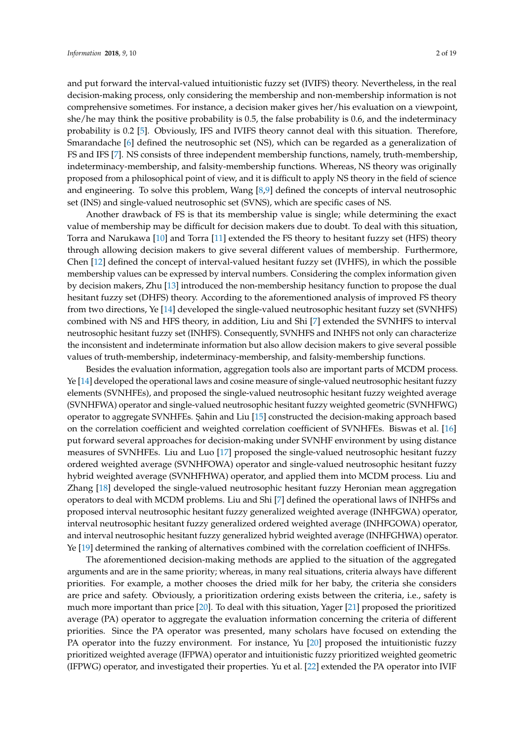and put forward the interval-valued intuitionistic fuzzy set (IVIFS) theory. Nevertheless, in the real decision-making process, only considering the membership and non-membership information is not comprehensive sometimes. For instance, a decision maker gives her/his evaluation on a viewpoint, she/he may think the positive probability is 0.5, the false probability is 0.6, and the indeterminacy probability is 0.2 [5]. Obviously, IFS and IVIFS theory cannot deal with this situation. Therefore, Smarandache [6] defined the neutrosophic set (NS), which can be regarded as a generalization of FS and IFS [7]. NS consists of three independent membership functions, namely, truth-membership, indeterminacy-membership, and falsity-membership functions. Whereas, NS theory was originally proposed from a philosophical point of view, and it is difficult to apply NS theory in the field of science and engineering. To solve this problem, Wang [8,9] defined the concepts of interval neutrosophic set (INS) and single-valued neutrosophic set (SVNS), which are specific cases of NS.

Another drawback of FS is that its membership value is single; while determining the exact value of membership may be difficult for decision makers due to doubt. To deal with this situation, Torra and Narukawa [10] and Torra [11] extended the FS theory to hesitant fuzzy set (HFS) theory through allowing decision makers to give several different values of membership. Furthermore, Chen [12] defined the concept of interval-valued hesitant fuzzy set (IVHFS), in which the possible membership values can be expressed by interval numbers. Considering the complex information given by decision makers, Zhu [13] introduced the non-membership hesitancy function to propose the dual hesitant fuzzy set (DHFS) theory. According to the aforementioned analysis of improved FS theory from two directions, Ye [14] developed the single-valued neutrosophic hesitant fuzzy set (SVNHFS) combined with NS and HFS theory, in addition, Liu and Shi [7] extended the SVNHFS to interval neutrosophic hesitant fuzzy set (INHFS). Consequently, SVNHFS and INHFS not only can characterize the inconsistent and indeterminate information but also allow decision makers to give several possible values of truth-membership, indeterminacy-membership, and falsity-membership functions.

Besides the evaluation information, aggregation tools also are important parts of MCDM process. Ye [14] developed the operational laws and cosine measure of single-valued neutrosophic hesitant fuzzy elements (SVNHFEs), and proposed the single-valued neutrosophic hesitant fuzzy weighted average (SVNHFWA) operator and single-valued neutrosophic hesitant fuzzy weighted geometric (SVNHFWG) operator to aggregate SVNHFEs. Şahin and Liu [15] constructed the decision-making approach based on the correlation coefficient and weighted correlation coefficient of SVNHFEs. Biswas et al. [16] put forward several approaches for decision-making under SVNHF environment by using distance measures of SVNHFEs. Liu and Luo [17] proposed the single-valued neutrosophic hesitant fuzzy ordered weighted average (SVNHFOWA) operator and single-valued neutrosophic hesitant fuzzy hybrid weighted average (SVNHFHWA) operator, and applied them into MCDM process. Liu and Zhang [18] developed the single-valued neutrosophic hesitant fuzzy Heronian mean aggregation operators to deal with MCDM problems. Liu and Shi [7] defined the operational laws of INHFSs and proposed interval neutrosophic hesitant fuzzy generalized weighted average (INHFGWA) operator, interval neutrosophic hesitant fuzzy generalized ordered weighted average (INHFGOWA) operator, and interval neutrosophic hesitant fuzzy generalized hybrid weighted average (INHFGHWA) operator. Ye [19] determined the ranking of alternatives combined with the correlation coefficient of INHFSs.

The aforementioned decision-making methods are applied to the situation of the aggregated arguments and are in the same priority; whereas, in many real situations, criteria always have different priorities. For example, a mother chooses the dried milk for her baby, the criteria she considers are price and safety. Obviously, a prioritization ordering exists between the criteria, i.e., safety is much more important than price [20]. To deal with this situation, Yager [21] proposed the prioritized average (PA) operator to aggregate the evaluation information concerning the criteria of different priorities. Since the PA operator was presented, many scholars have focused on extending the PA operator into the fuzzy environment. For instance, Yu [20] proposed the intuitionistic fuzzy prioritized weighted average (IFPWA) operator and intuitionistic fuzzy prioritized weighted geometric (IFPWG) operator, and investigated their properties. Yu et al. [22] extended the PA operator into IVIF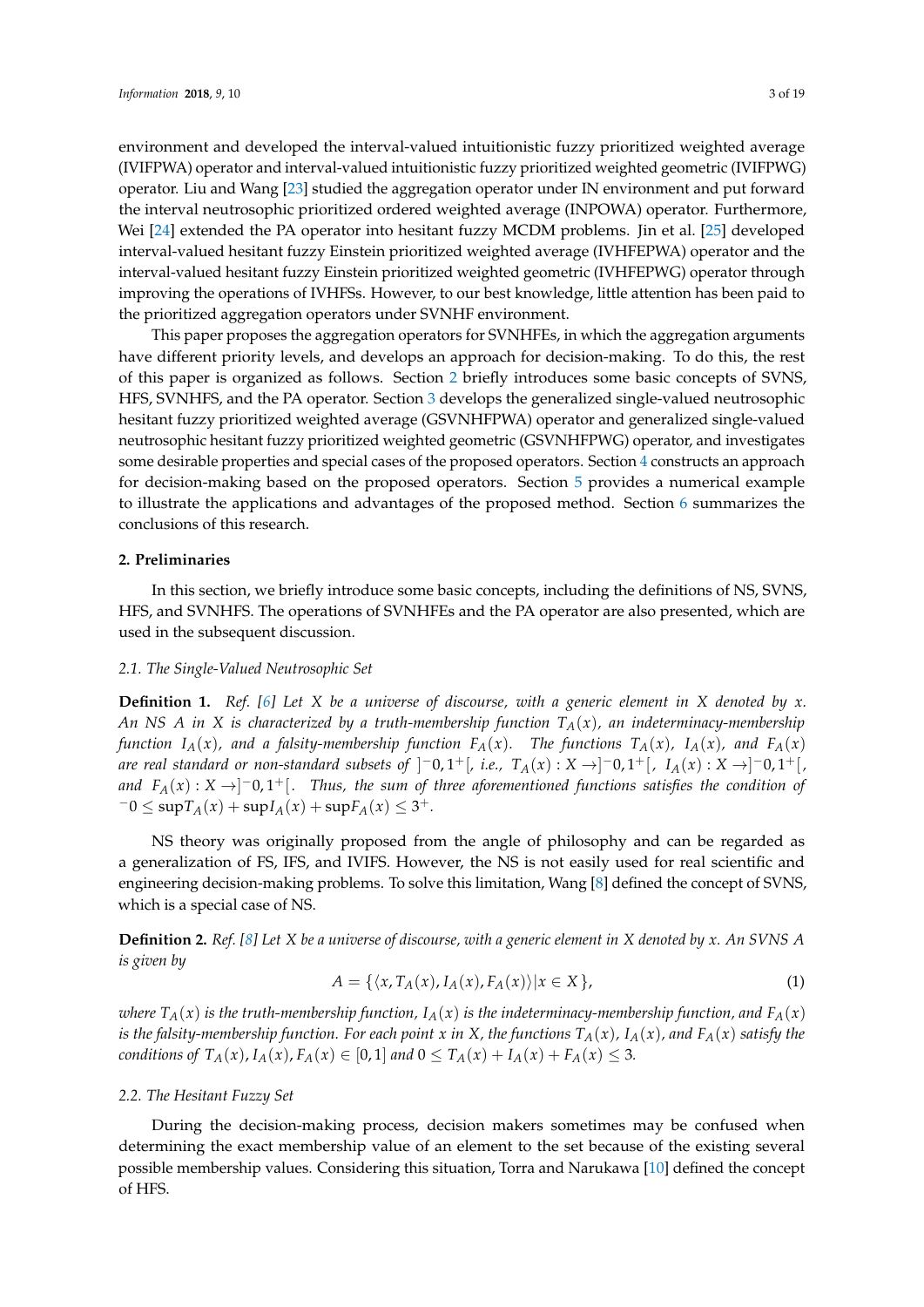environment and developed the interval-valued intuitionistic fuzzy prioritized weighted average (IVIFPWA) operator and interval-valued intuitionistic fuzzy prioritized weighted geometric (IVIFPWG) operator. Liu and Wang [23] studied the aggregation operator under IN environment and put forward the interval neutrosophic prioritized ordered weighted average (INPOWA) operator. Furthermore, Wei [24] extended the PA operator into hesitant fuzzy MCDM problems. Jin et al. [25] developed interval-valued hesitant fuzzy Einstein prioritized weighted average (IVHFEPWA) operator and the interval-valued hesitant fuzzy Einstein prioritized weighted geometric (IVHFEPWG) operator through improving the operations of IVHFSs. However, to our best knowledge, little attention has been paid to the prioritized aggregation operators under SVNHF environment.

This paper proposes the aggregation operators for SVNHFEs, in which the aggregation arguments have different priority levels, and develops an approach for decision-making. To do this, the rest of this paper is organized as follows. Section 2 briefly introduces some basic concepts of SVNS, HFS, SVNHFS, and the PA operator. Section 3 develops the generalized single-valued neutrosophic hesitant fuzzy prioritized weighted average (GSVNHFPWA) operator and generalized single-valued neutrosophic hesitant fuzzy prioritized weighted geometric (GSVNHFPWG) operator, and investigates some desirable properties and special cases of the proposed operators. Section 4 constructs an approach for decision-making based on the proposed operators. Section 5 provides a numerical example to illustrate the applications and advantages of the proposed method. Section 6 summarizes the conclusions of this research.

## 2. Preliminaries

In this section, we briefly introduce some basic concepts, including the definitions of NS, SVNS, HFS, and SVNHFS. The operations of SVNHFEs and the PA operator are also presented, which are used in the subsequent discussion.

### 2.1. The Single-Valued Neutrosophic Set

**Definition 1.** *Ref. [6] Let $X$ be a universe of discourse, with a generic element in $X$ denoted by $x$. An NS $A$ in $X$ is characterized by a truth-membership function $T_A(x)$, an indeterminacy-membership function $I_A(x)$, and a falsity-membership function $F_A(x)$. The functions $T_A(x)$, $I_A(x)$, and $F_A(x)$ are real standard or non-standard subsets of $]^-0, 1^+[$, i.e., $T_A(x) : X \to ]^-0, 1^+[$, $I_A(x) : X \to ]^-0, 1^+[$, and $F_A(x) : X \to ]^-0, 1^+[$. Thus, the sum of three aforementioned functions satisfies the condition of $^-0 \leq \sup T_A(x) + \sup I_A(x) + \sup F_A(x) \leq 3^+$.*

NS theory was originally proposed from the angle of philosophy and can be regarded as a generalization of FS, IFS, and IVIFS. However, the NS is not easily used for real scientific and engineering decision-making problems. To solve this limitation, Wang [8] defined the concept of SVNS, which is a special case of NS.

**Definition 2.** *Ref. [8] Let $X$ be a universe of discourse, with a generic element in $X$ denoted by $x$. An SVNS $A$ is given by*

$$A = \{\langle x, T_A(x), I_A(x), F_A(x)\rangle | x \in X\}, \tag{1}$$

*where $T_A(x)$ is the truth-membership function, $I_A(x)$ is the indeterminacy-membership function, and $F_A(x)$ is the falsity-membership function. For each point $x$ in $X$, the functions $T_A(x)$, $I_A(x)$, and $F_A(x)$ satisfy the conditions of $T_A(x), I_A(x), F_A(x) \in [0, 1]$ and $0 \leq T_A(x) + I_A(x) + F_A(x) \leq 3$.*

### 2.2. The Hesitant Fuzzy Set

During the decision-making process, decision makers sometimes may be confused when determining the exact membership value of an element to the set because of the existing several possible membership values. Considering this situation, Torra and Narukawa [10] defined the concept of HFS.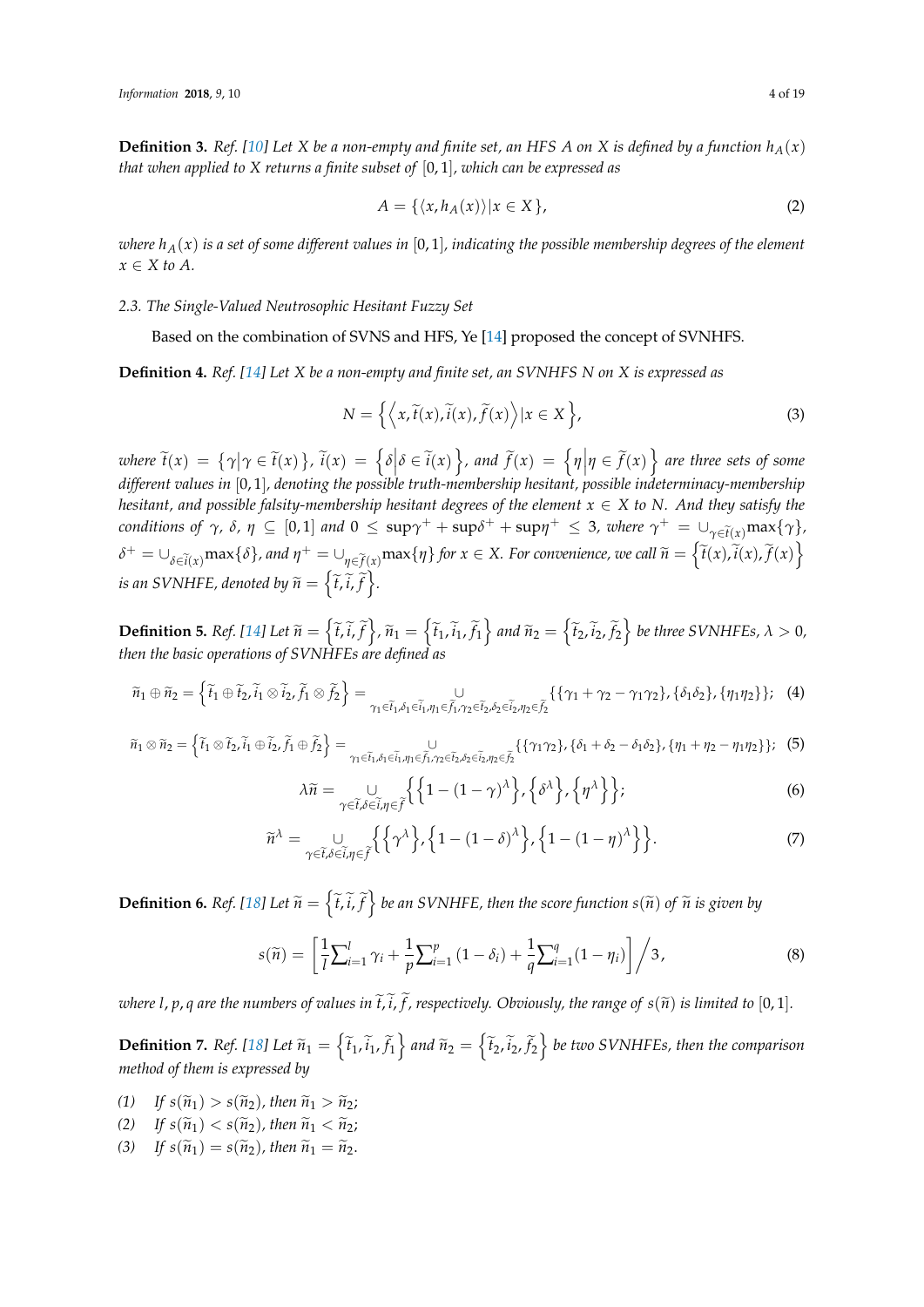**Definition 3.** *Ref. [10] Let X be a non-empty and finite set, an HFS A on X is defined by a function $h_A(x)$ that when applied to X returns a finite subset of $[0,1]$, which can be expressed as*

$$A = \{\langle x, h_A(x)\rangle | x \in X\}, \tag{2}$$

*where $h_A(x)$ is a set of some different values in $[0,1]$, indicating the possible membership degrees of the element $x \in X$ to A.*

*2.3. The Single-Valued Neutrosophic Hesitant Fuzzy Set*

Based on the combination of SVNS and HFS, Ye [14] proposed the concept of SVNHFS.

**Definition 4.** *Ref. [14] Let X be a non-empty and finite set, an SVNHFS N on X is expressed as*

$$N = \left\{ \left\langle x, \widetilde{t}(x), \widetilde{i}(x), \widetilde{f}(x) \right\rangle | x \in X \right\}, \tag{3}$$

*where $\widetilde{t}(x) = \{\gamma | \gamma \in \widetilde{t}(x)\}$, $\widetilde{i}(x) = \left\{\delta \middle| \delta \in \widetilde{i}(x)\right\}$, and $\widetilde{f}(x) = \left\{\eta \middle| \eta \in \widetilde{f}(x)\right\}$ are three sets of some different values in $[0,1]$, denoting the possible truth-membership hesitant, possible indeterminacy-membership hesitant, and possible falsity-membership hesitant degrees of the element $x \in X$ to N. And they satisfy the conditions of $\gamma$, $\delta$, $\eta \subseteq [0,1]$ and $0 \leq \sup\gamma^+ + \sup\delta^+ + \sup\eta^+ \leq 3$, where $\gamma^+ = \cup_{\gamma \in \widetilde{t}(x)} \max\{\gamma\}$, $\delta^+ = \cup_{\delta \in \widetilde{i}(x)} \max\{\delta\}$, and $\eta^+ = \cup_{\eta \in \widetilde{f}(x)} \max\{\eta\}$ for $x \in X$. For convenience, we call $\widetilde{n} = \left\{\widetilde{t}(x), \widetilde{i}(x), \widetilde{f}(x)\right\}$ is an SVNHFE, denoted by $\widetilde{n} = \left\{\widetilde{t}, \widetilde{i}, \widetilde{f}\right\}$.*

**Definition 5.** *Ref. [14] Let $\widetilde{n} = \left\{\widetilde{t}, \widetilde{i}, \widetilde{f}\right\}$, $\widetilde{n}_1 = \left\{\widetilde{t}_1, \widetilde{i}_1, \widetilde{f}_1\right\}$ and $\widetilde{n}_2 = \left\{\widetilde{t}_2, \widetilde{i}_2, \widetilde{f}_2\right\}$ be three SVNHFEs, $\lambda > 0$, then the basic operations of SVNHFEs are defined as*

$$\widetilde{n}_1 \oplus \widetilde{n}_2 = \left\{\widetilde{t}_1 \oplus \widetilde{t}_2, \widetilde{i}_1 \otimes \widetilde{i}_2, \widetilde{f}_1 \otimes \widetilde{f}_2\right\} = \underset{\gamma_1 \in \widetilde{t}_1, \delta_1 \in \widetilde{i}_1, \eta_1 \in \widetilde{f}_1, \gamma_2 \in \widetilde{t}_2, \delta_2 \in \widetilde{i}_2, \eta_2 \in \widetilde{f}_2}{\cup} \{\{\gamma_1 + \gamma_2 - \gamma_1\gamma_2\}, \{\delta_1\delta_2\}, \{\eta_1\eta_2\}\}; \tag{4}$$

$$\widetilde{n}_1 \otimes \widetilde{n}_2 = \left\{\widetilde{t}_1 \otimes \widetilde{t}_2, \widetilde{i}_1 \oplus \widetilde{i}_2, \widetilde{f}_1 \oplus \widetilde{f}_2\right\} = \underset{\gamma_1 \in \widetilde{t}_1, \delta_1 \in \widetilde{i}_1, \eta_1 \in \widetilde{f}_1, \gamma_2 \in \widetilde{t}_2, \delta_2 \in \widetilde{i}_2, \eta_2 \in \widetilde{f}_2}{\cup} \{\{\gamma_1\gamma_2\}, \{\delta_1 + \delta_2 - \delta_1\delta_2\}, \{\eta_1 + \eta_2 - \eta_1\eta_2\}\}; \tag{5}$$

$$\lambda\widetilde{n} = \underset{\gamma \in \widetilde{t}, \delta \in \widetilde{i}, \eta \in \widetilde{f}}{\cup} \left\{ \left\{1 - (1-\gamma)^\lambda\right\}, \left\{\delta^\lambda\right\}, \left\{\eta^\lambda\right\} \right\}; \tag{6}$$

$$\widetilde{n}^\lambda = \underset{\gamma \in \widetilde{t}, \delta \in \widetilde{i}, \eta \in \widetilde{f}}{\cup} \left\{ \left\{\gamma^\lambda\right\}, \left\{1 - (1-\delta)^\lambda\right\}, \left\{1 - (1-\eta)^\lambda\right\} \right\}. \tag{7}$$

**Definition 6.** *Ref. [18] Let $\widetilde{n} = \left\{\widetilde{t}, \widetilde{i}, \widetilde{f}\right\}$ be an SVNHFE, then the score function $s(\widetilde{n})$ of $\widetilde{n}$ is given by*

$$s(\widetilde{n}) = \left[\frac{1}{l}\sum_{i=1}^{l} \gamma_i + \frac{1}{p}\sum_{i=1}^{p} (1-\delta_i) + \frac{1}{q}\sum_{i=1}^{q} (1-\eta_i)\right] \Big/ 3, \tag{8}$$

*where $l, p, q$ are the numbers of values in $\widetilde{t}, \widetilde{i}, \widetilde{f}$, respectively. Obviously, the range of $s(\widetilde{n})$ is limited to $[0,1]$.*

**Definition 7.** *Ref. [18] Let $\widetilde{n}_1 = \left\{\widetilde{t}_1, \widetilde{i}_1, \widetilde{f}_1\right\}$ and $\widetilde{n}_2 = \left\{\widetilde{t}_2, \widetilde{i}_2, \widetilde{f}_2\right\}$ be two SVNHFEs, then the comparison method of them is expressed by*

*(1) If $s(\widetilde{n}_1) > s(\widetilde{n}_2)$, then $\widetilde{n}_1 > \widetilde{n}_2$;*
*(2) If $s(\widetilde{n}_1) < s(\widetilde{n}_2)$, then $\widetilde{n}_1 < \widetilde{n}_2$;*
*(3) If $s(\widetilde{n}_1) = s(\widetilde{n}_2)$, then $\widetilde{n}_1 = \widetilde{n}_2$.*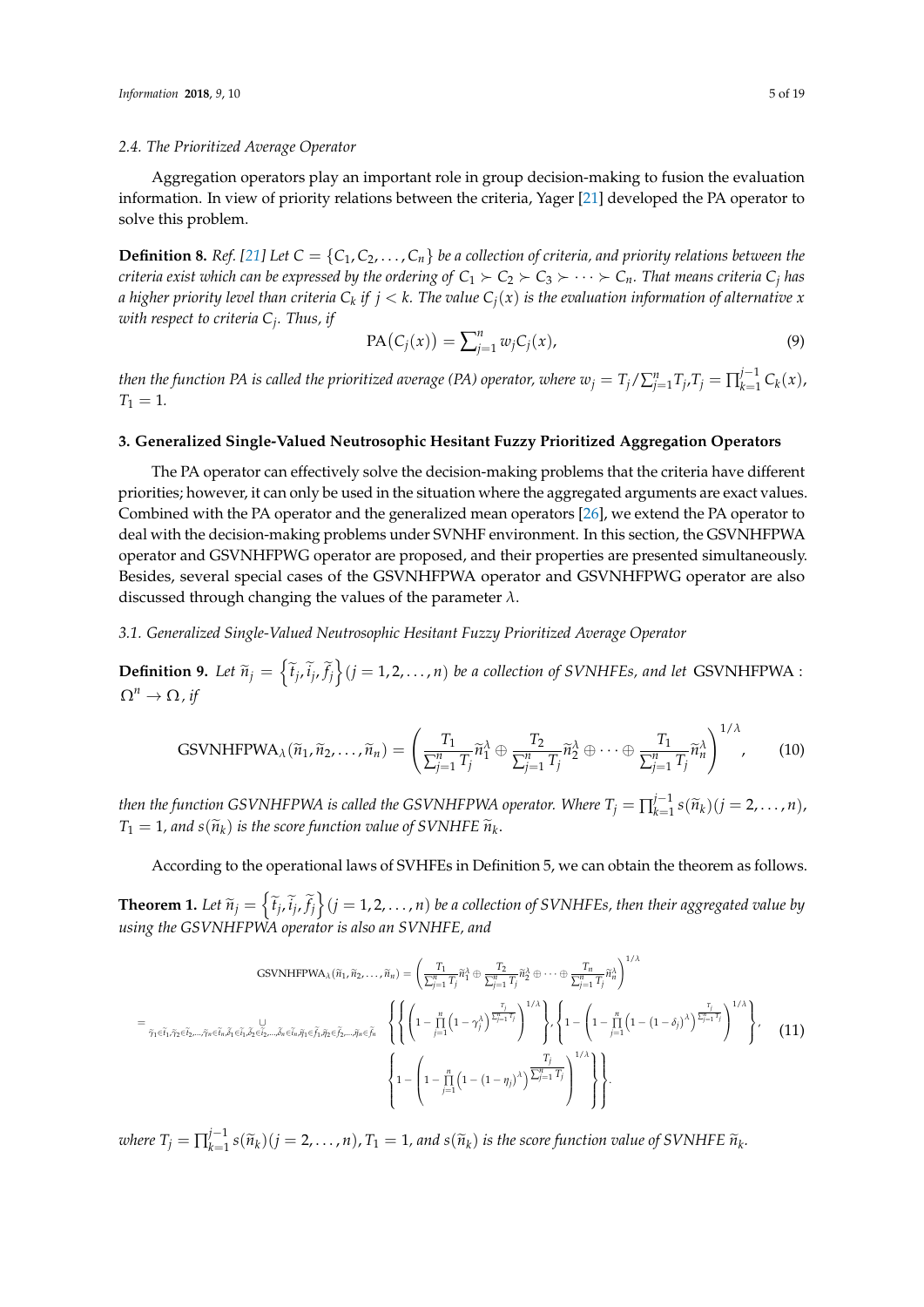### 2.4. The Prioritized Average Operator

Aggregation operators play an important role in group decision-making to fusion the evaluation information. In view of priority relations between the criteria, Yager [21] developed the PA operator to solve this problem.

**Definition 8.** *Ref. [21] Let $C = \{C_1, C_2, \ldots, C_n\}$ be a collection of criteria, and priority relations between the criteria exist which can be expressed by the ordering of $C_1 \succ C_2 \succ C_3 \succ \cdots \succ C_n$. That means criteria $C_j$ has a higher priority level than criteria $C_k$ if $j < k$. The value $C_j(x)$ is the evaluation information of alternative $x$ with respect to criteria $C_j$. Thus, if*

$$\text{PA}(C_j(x)) = \sum\nolimits_{j=1}^{n} w_j C_j(x), \tag{9}$$

*then the function PA is called the prioritized average (PA) operator, where $w_j = T_j / \sum_{j=1}^{n} T_j, T_j = \prod_{k=1}^{j-1} C_k(x)$, $T_1 = 1$.*

## 3. Generalized Single-Valued Neutrosophic Hesitant Fuzzy Prioritized Aggregation Operators

The PA operator can effectively solve the decision-making problems that the criteria have different priorities; however, it can only be used in the situation where the aggregated arguments are exact values. Combined with the PA operator and the generalized mean operators [26], we extend the PA operator to deal with the decision-making problems under SVNHF environment. In this section, the GSVNHFPWA operator and GSVNHFPWG operator are proposed, and their properties are presented simultaneously. Besides, several special cases of the GSVNHFPWA operator and GSVNHFPWG operator are also discussed through changing the values of the parameter $\lambda$.

### 3.1. Generalized Single-Valued Neutrosophic Hesitant Fuzzy Prioritized Average Operator

**Definition 9.** *Let $\tilde{n}_j = \left\{\tilde{t}_j, \tilde{i}_j, \tilde{f}_j\right\} (j = 1, 2, \ldots, n)$ be a collection of SVNHFEs, and let GSVNHFPWA : $\Omega^n \to \Omega$, if*

$$\text{GSVNHFPWA}_\lambda(\tilde{n}_1, \tilde{n}_2, \ldots, \tilde{n}_n) = \left( \frac{T_1}{\sum_{j=1}^{n} T_j} \tilde{n}_1^\lambda \oplus \frac{T_2}{\sum_{j=1}^{n} T_j} \tilde{n}_2^\lambda \oplus \cdots \oplus \frac{T_1}{\sum_{j=1}^{n} T_j} \tilde{n}_n^\lambda \right)^{1/\lambda}, \tag{10}$$

*then the function GSVNHFPWA is called the GSVNHFPWA operator. Where $T_j = \prod_{k=1}^{j-1} s(\tilde{n}_k) (j = 2, \ldots, n)$, $T_1 = 1$, and $s(\tilde{n}_k)$ is the score function value of SVNHFE $\tilde{n}_k$.*

According to the operational laws of SVHFEs in Definition 5, we can obtain the theorem as follows.

**Theorem 1.** *Let $\tilde{n}_j = \left\{\tilde{t}_j, \tilde{i}_j, \tilde{f}_j\right\} (j = 1, 2, \ldots, n)$ be a collection of SVNHFEs, then their aggregated value by using the GSVNHFPWA operator is also an SVNHFE, and*

$$\begin{aligned}
&\text{GSVNHFPWA}_\lambda(\tilde{n}_1, \tilde{n}_2, \ldots, \tilde{n}_n) = \left( \frac{T_1}{\sum_{j=1}^{n} T_j} \tilde{n}_1^\lambda \oplus \frac{T_2}{\sum_{j=1}^{n} T_j} \tilde{n}_2^\lambda \oplus \cdots \oplus \frac{T_n}{\sum_{j=1}^{n} T_j} \tilde{n}_n^\lambda \right)^{1/\lambda} \\
&= \bigcup_{\tilde{\gamma}_1 \in \tilde{t}_1, \tilde{\gamma}_2 \in \tilde{t}_2, \ldots, \tilde{\gamma}_n \in \tilde{t}_n, \tilde{\delta}_1 \in \tilde{i}_1, \tilde{\delta}_2 \in \tilde{i}_2, \ldots, \tilde{\delta}_n \in \tilde{i}_n, \tilde{\eta}_1 \in \tilde{f}_1, \tilde{\eta}_2 \in \tilde{f}_2, \ldots, \tilde{\eta}_n \in \tilde{f}_n} \left\{ \left\{ \left( 1 - \prod_{j=1}^{n} \left( 1 - \gamma_j^\lambda \right)^{\frac{T_j}{\sum_{j=1}^{n} T_j}} \right)^{1/\lambda} \right\}, \left\{ 1 - \left( 1 - \prod_{j=1}^{n} \left( 1 - (1 - \delta_j)^\lambda \right)^{\frac{T_j}{\sum_{j=1}^{n} T_j}} \right)^{1/\lambda} \right\}, \right. \\
&\qquad \left. \left\{ 1 - \left( 1 - \prod_{j=1}^{n} \left( 1 - (1 - \eta_j)^\lambda \right)^{\frac{T_j}{\sum_{j=1}^{n} T_j}} \right)^{1/\lambda} \right\} \right\}.
\end{aligned} \tag{11}$$

*where $T_j = \prod_{k=1}^{j-1} s(\tilde{n}_k) (j = 2, \ldots, n)$, $T_1 = 1$, and $s(\tilde{n}_k)$ is the score function value of SVNHFE $\tilde{n}_k$.*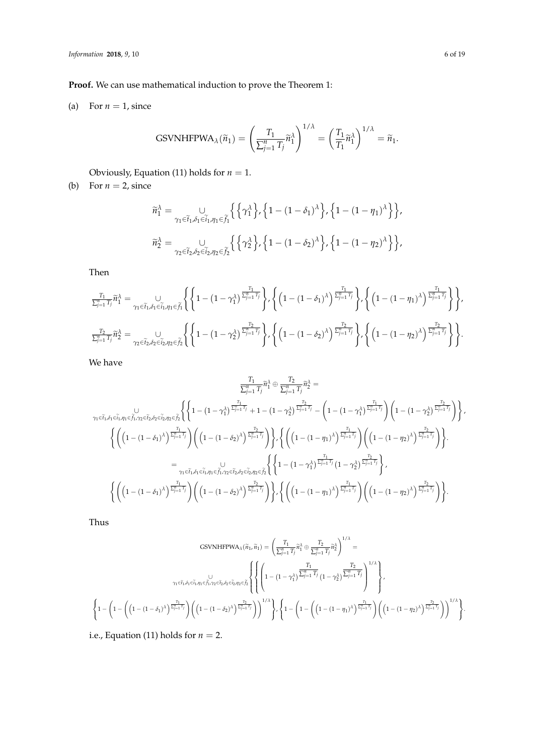**Proof.** We can use mathematical induction to prove the Theorem 1:

(a) For $n = 1$, since

$$\text{GSVNHFPWA}_\lambda(\widetilde{n}_1) = \left(\frac{T_1}{\sum_{j=1}^n T_j}\widetilde{n}_1^\lambda\right)^{1/\lambda} = \left(\frac{T_1}{T_1}\widetilde{n}_1^\lambda\right)^{1/\lambda} = \widetilde{n}_1.$$

Obviously, Equation (11) holds for $n = 1$.

(b) For $n = 2$, since

$$\widetilde{n}_1^\lambda = \underset{\gamma_1 \in \widetilde{t}_1, \delta_1 \in \widetilde{i}_1, \eta_1 \in \widetilde{f}_1}{\cup} \left\{ \left\{ \gamma_1^\lambda \right\}, \left\{ 1 - (1-\delta_1)^\lambda \right\}, \left\{ 1 - (1-\eta_1)^\lambda \right\} \right\},$$

$$\widetilde{n}_2^\lambda = \underset{\gamma_2 \in \widetilde{t}_2, \delta_2 \in \widetilde{i}_2, \eta_2 \in \widetilde{f}_2}{\cup} \left\{ \left\{ \gamma_2^\lambda \right\}, \left\{ 1 - (1-\delta_2)^\lambda \right\}, \left\{ 1 - (1-\eta_2)^\lambda \right\} \right\},$$

Then

$$\frac{T_1}{\sum_{j=1}^n T_j}\widetilde{n}_1^\lambda = \underset{\gamma_1 \in \widetilde{t}_1, \delta_1 \in \widetilde{i}_1, \eta_1 \in \widetilde{f}_1}{\cup} \left\{ \left\{ 1 - \left(1-\gamma_1^\lambda\right)^{\frac{T_1}{\sum_{j=1}^n T_j}} \right\}, \left\{ \left(1 - (1-\delta_1)^\lambda\right)^{\frac{T_1}{\sum_{j=1}^n T_j}} \right\}, \left\{ \left(1 - (1-\eta_1)^\lambda\right)^{\frac{T_1}{\sum_{j=1}^n T_j}} \right\} \right\},$$

$$\frac{T_2}{\sum_{j=1}^n T_j}\widetilde{n}_2^\lambda = \underset{\gamma_2 \in \widetilde{t}_2, \delta_2 \in \widetilde{i}_2, \eta_2 \in \widetilde{f}_2}{\cup} \left\{ \left\{ 1 - \left(1-\gamma_2^\lambda\right)^{\frac{T_2}{\sum_{j=1}^n T_j}} \right\}, \left\{ \left(1 - (1-\delta_2)^\lambda\right)^{\frac{T_2}{\sum_{j=1}^n T_j}} \right\}, \left\{ \left(1 - (1-\eta_2)^\lambda\right)^{\frac{T_2}{\sum_{j=1}^n T_j}} \right\} \right\}.$$

We have

$$\frac{T_1}{\sum_{j=1}^n T_j}\widetilde{n}_1^\lambda \oplus \frac{T_2}{\sum_{j=1}^n T_j}\widetilde{n}_2^\lambda =$$

$$\underset{\gamma_1 \in \widetilde{t}_1, \delta_1 \in \widetilde{i}_1, \eta_1 \in \widetilde{f}_1, \gamma_2 \in \widetilde{t}_2, \delta_2 \in \widetilde{i}_2, \eta_2 \in \widetilde{f}_2}{\cup} \left\{ \left\{ 1 - \left(1-\gamma_1^\lambda\right)^{\frac{T_1}{\sum_{j=1}^n T_j}} + 1 - \left(1-\gamma_2^\lambda\right)^{\frac{T_2}{\sum_{j=1}^n T_j}} - \left(1 - \left(1-\gamma_1^\lambda\right)^{\frac{T_1}{\sum_{j=1}^n T_j}}\right)\left(1 - \left(1-\gamma_2^\lambda\right)^{\frac{T_2}{\sum_{j=1}^n T_j}}\right) \right\}, \right.$$

$$\left. \left\{ \left(\left(1-(1-\delta_1)^\lambda\right)^{\frac{T_1}{\sum_{j=1}^n T_j}}\right)\left(\left(1-(1-\delta_2)^\lambda\right)^{\frac{T_2}{\sum_{j=1}^n T_j}}\right) \right\}, \left\{ \left(\left(1-(1-\eta_1)^\lambda\right)^{\frac{T_1}{\sum_{j=1}^n T_j}}\right)\left(\left(1-(1-\eta_2)^\lambda\right)^{\frac{T_2}{\sum_{j=1}^n T_j}}\right) \right\} \right\}.$$

$$= \underset{\gamma_1 \in \widetilde{t}_1, \delta_1 \in \widetilde{i}_1, \eta_1 \in \widetilde{f}_1, \gamma_2 \in \widetilde{t}_2, \delta_2 \in \widetilde{i}_2, \eta_2 \in \widetilde{f}_2}{\cup} \left\{ \left\{ 1 - \left(1-\gamma_1^\lambda\right)^{\frac{T_1}{\sum_{j=1}^n T_j}}\left(1-\gamma_2^\lambda\right)^{\frac{T_2}{\sum_{j=1}^n T_j}} \right\}, \right.$$

$$\left. \left\{ \left(\left(1-(1-\delta_1)^\lambda\right)^{\frac{T_1}{\sum_{j=1}^n T_j}}\right)\left(\left(1-(1-\delta_2)^\lambda\right)^{\frac{T_2}{\sum_{j=1}^n T_j}}\right) \right\}, \left\{ \left(\left(1-(1-\eta_1)^\lambda\right)^{\frac{T_1}{\sum_{j=1}^n T_j}}\right)\left(\left(1-(1-\eta_2)^\lambda\right)^{\frac{T_2}{\sum_{j=1}^n T_j}}\right) \right\} \right\}.$$

Thus

$$\text{GSVNHFPWA}_\lambda(\widetilde{n}_1, \widetilde{n}_1) = \left(\frac{T_1}{\sum_{j=1}^n T_j}\widetilde{n}_1^\lambda \oplus \frac{T_2}{\sum_{j=1}^n T_j}\widetilde{n}_2^\lambda\right)^{1/\lambda} =$$

$$\underset{\gamma_1 \in \widetilde{t}_1, \delta_1 \in \widetilde{i}_1, \eta_1 \in \widetilde{f}_1, \gamma_2 \in \widetilde{t}_2, \delta_2 \in \widetilde{i}_2, \eta_2 \in \widetilde{f}_2}{\cup} \left\{ \left\{ \left(1 - \left(1-\gamma_1^\lambda\right)^{\frac{T_1}{\sum_{j=1}^n T_j}}\left(1-\gamma_2^\lambda\right)^{\frac{T_2}{\sum_{j=1}^n T_j}}\right)^{1/\lambda} \right\}, \right.$$

$$\left. \left\{ 1 - \left(1 - \left(\left(1-(1-\delta_1)^\lambda\right)^{\frac{T_1}{\sum_{j=1}^n T_j}}\right)\left(\left(1-(1-\delta_2)^\lambda\right)^{\frac{T_2}{\sum_{j=1}^n T_j}}\right)\right)^{1/\lambda} \right\}, \left\{ 1 - \left(1 - \left(\left(1-(1-\eta_1)^\lambda\right)^{\frac{T_1}{\sum_{j=1}^n T_j}}\right)\left(\left(1-(1-\eta_2)^\lambda\right)^{\frac{T_2}{\sum_{j=1}^n T_j}}\right)\right)^{1/\lambda} \right\} \right\}.$$

i.e., Equation (11) holds for $n = 2$.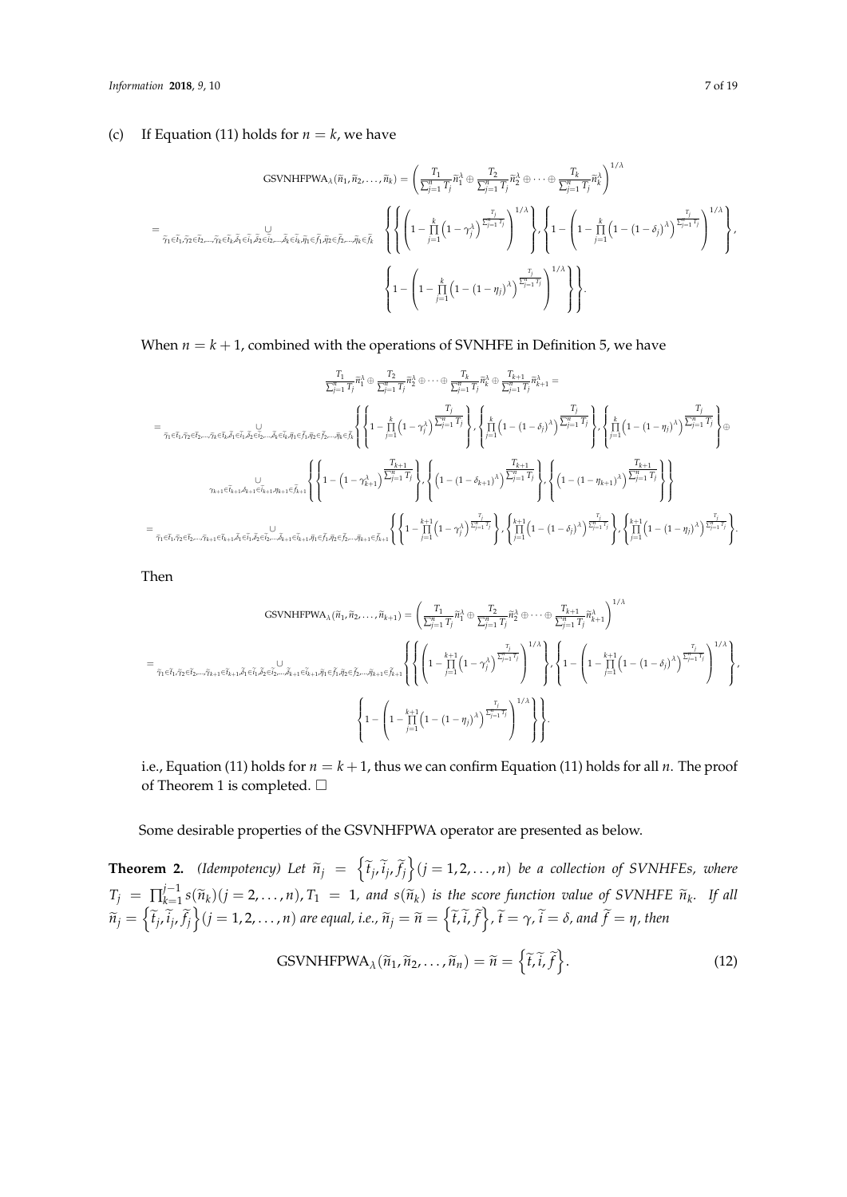(c) If Equation (11) holds for $n = k$, we have

$$\mathrm{GSVNHFPWA}_{\lambda}(\widetilde{n}_1, \widetilde{n}_2, \ldots, \widetilde{n}_k) = \left( \frac{T_1}{\sum_{j=1}^{n} T_j} \widetilde{n}_1^{\lambda} \oplus \frac{T_2}{\sum_{j=1}^{n} T_j} \widetilde{n}_2^{\lambda} \oplus \cdots \oplus \frac{T_k}{\sum_{j=1}^{n} T_j} \widetilde{n}_k^{\lambda} \right)^{1/\lambda}$$

$$= \bigcup_{\widetilde{\gamma}_1 \in \widetilde{t}_1, \widetilde{\gamma}_2 \in \widetilde{t}_2, \ldots, \widetilde{\gamma}_k \in \widetilde{t}_k, \widetilde{\delta}_1 \in \widetilde{i}_1, \widetilde{\delta}_2 \in \widetilde{i}_2, \ldots, \widetilde{\delta}_k \in \widetilde{i}_k, \widetilde{\eta}_1 \in \widetilde{f}_1, \widetilde{\eta}_2 \in \widetilde{f}_2, \ldots, \widetilde{\eta}_k \in \widetilde{f}_k} \left\{ \left\{ \left( 1 - \prod_{j=1}^{k} \left( 1 - \gamma_j^{\lambda} \right)^{\frac{T_j}{\sum_{j=1}^{n} T_j}} \right)^{1/\lambda} \right\}, \left\{ 1 - \left( 1 - \prod_{j=1}^{k} \left( 1 - (1 - \delta_j)^{\lambda} \right)^{\frac{T_j}{\sum_{j=1}^{n} T_j}} \right)^{1/\lambda} \right\}, \left\{ 1 - \left( 1 - \prod_{j=1}^{k} \left( 1 - (1 - \eta_j)^{\lambda} \right)^{\frac{T_j}{\sum_{j=1}^{n} T_j}} \right)^{1/\lambda} \right\} \right\}.$$

When $n = k + 1$, combined with the operations of SVNHFE in Definition 5, we have

$$\frac{T_1}{\sum_{j=1}^{n} T_j} \widetilde{n}_1^{\lambda} \oplus \frac{T_2}{\sum_{j=1}^{n} T_j} \widetilde{n}_2^{\lambda} \oplus \cdots \oplus \frac{T_k}{\sum_{j=1}^{n} T_j} \widetilde{n}_k^{\lambda} \oplus \frac{T_{k+1}}{\sum_{j=1}^{n} T_j} \widetilde{n}_{k+1}^{\lambda} =$$

$$= \bigcup_{\widetilde{\gamma}_1 \in \widetilde{t}_1, \widetilde{\gamma}_2 \in \widetilde{t}_2, \ldots, \widetilde{\gamma}_k \in \widetilde{t}_k, \widetilde{\delta}_1 \in \widetilde{i}_1, \widetilde{\delta}_2 \in \widetilde{i}_2, \ldots, \widetilde{\delta}_k \in \widetilde{i}_k, \widetilde{\eta}_1 \in \widetilde{f}_1, \widetilde{\eta}_2 \in \widetilde{f}_2, \ldots, \widetilde{\eta}_k \in \widetilde{f}_k} \left\{ \left\{ 1 - \prod_{j=1}^{k} \left( 1 - \gamma_j^{\lambda} \right)^{\frac{T_j}{\sum_{j=1}^{n} T_j}} \right\}, \left\{ \prod_{j=1}^{k} \left( 1 - (1 - \delta_j)^{\lambda} \right)^{\frac{T_j}{\sum_{j=1}^{n} T_j}} \right\}, \left\{ \prod_{j=1}^{k} \left( 1 - (1 - \eta_j)^{\lambda} \right)^{\frac{T_j}{\sum_{j=1}^{n} T_j}} \right\} \right\} \oplus$$

$$\bigcup_{\gamma_{k+1} \in \widetilde{t}_{k+1}, \delta_{k+1} \in \widetilde{i}_{k+1}, \eta_{k+1} \in \widetilde{f}_{k+1}} \left\{ \left\{ 1 - \left( 1 - \gamma_{k+1}^{\lambda} \right)^{\frac{T_{k+1}}{\sum_{j=1}^{n} T_j}} \right\}, \left\{ \left( 1 - (1 - \delta_{k+1})^{\lambda} \right)^{\frac{T_{k+1}}{\sum_{j=1}^{n} T_j}} \right\}, \left\{ \left( 1 - (1 - \eta_{k+1})^{\lambda} \right)^{\frac{T_{k+1}}{\sum_{j=1}^{n} T_j}} \right\} \right\}$$

$$= \bigcup_{\widetilde{\gamma}_1 \in \widetilde{t}_1, \widetilde{\gamma}_2 \in \widetilde{t}_2, \ldots, \widetilde{\gamma}_{k+1} \in \widetilde{t}_{k+1}, \widetilde{\delta}_1 \in \widetilde{i}_1, \widetilde{\delta}_2 \in \widetilde{i}_2, \ldots, \widetilde{\delta}_{k+1} \in \widetilde{i}_{k+1}, \widetilde{\eta}_1 \in \widetilde{f}_1, \widetilde{\eta}_2 \in \widetilde{f}_2, \ldots, \widetilde{\eta}_{k+1} \in \widetilde{f}_{k+1}} \left\{ \left\{ 1 - \prod_{j=1}^{k+1} \left( 1 - \gamma_j^{\lambda} \right)^{\frac{T_j}{\sum_{j=1}^{n} T_j}} \right\}, \left\{ \prod_{j=1}^{k+1} \left( 1 - (1 - \delta_j)^{\lambda} \right)^{\frac{T_j}{\sum_{j=1}^{n} T_j}} \right\}, \left\{ \prod_{j=1}^{k+1} \left( 1 - (1 - \eta_j)^{\lambda} \right)^{\frac{T_j}{\sum_{j=1}^{n} T_j}} \right\} \right\}.$$

Then

$$\mathrm{GSVNHFPWA}_{\lambda}(\widetilde{n}_1, \widetilde{n}_2, \ldots, \widetilde{n}_{k+1}) = \left( \frac{T_1}{\sum_{j=1}^{n} T_j} \widetilde{n}_1^{\lambda} \oplus \frac{T_2}{\sum_{j=1}^{n} T_j} \widetilde{n}_2^{\lambda} \oplus \cdots \oplus \frac{T_{k+1}}{\sum_{j=1}^{n} T_j} \widetilde{n}_{k+1}^{\lambda} \right)^{1/\lambda}$$

$$= \bigcup_{\widetilde{\gamma}_1 \in \widetilde{t}_1, \widetilde{\gamma}_2 \in \widetilde{t}_2, \ldots, \widetilde{\gamma}_{k+1} \in \widetilde{t}_{k+1}, \widetilde{\delta}_1 \in \widetilde{i}_1, \widetilde{\delta}_2 \in \widetilde{i}_2, \ldots, \widetilde{\delta}_{k+1} \in \widetilde{i}_{k+1}, \widetilde{\eta}_1 \in \widetilde{f}_1, \widetilde{\eta}_2 \in \widetilde{f}_2, \ldots, \widetilde{\eta}_{k+1} \in \widetilde{f}_{k+1}} \left\{ \left\{ \left( 1 - \prod_{j=1}^{k+1} \left( 1 - \gamma_j^{\lambda} \right)^{\frac{T_j}{\sum_{j=1}^{n} T_j}} \right)^{1/\lambda} \right\}, \left\{ 1 - \left( 1 - \prod_{j=1}^{k+1} \left( 1 - (1 - \delta_j)^{\lambda} \right)^{\frac{T_j}{\sum_{j=1}^{n} T_j}} \right)^{1/\lambda} \right\}, \left\{ 1 - \left( 1 - \prod_{j=1}^{k+1} \left( 1 - (1 - \eta_j)^{\lambda} \right)^{\frac{T_j}{\sum_{j=1}^{n} T_j}} \right)^{1/\lambda} \right\} \right\}.$$

i.e., Equation (11) holds for $n = k + 1$, thus we can confirm Equation (11) holds for all $n$. The proof of Theorem 1 is completed. □

Some desirable properties of the GSVNHFPWA operator are presented as below.

**Theorem 2.** *(Idempotency) Let* $\widetilde{n}_j = \left\{ \widetilde{t}_j, \widetilde{i}_j, \widetilde{f}_j \right\} (j = 1, 2, \ldots, n)$ *be a collection of SVNHFEs, where* $T_j = \prod_{k=1}^{j-1} s(\widetilde{n}_k) (j = 2, \ldots, n), T_1 = 1$*, and* $s(\widetilde{n}_k)$ *is the score function value of SVNHFE* $\widetilde{n}_k$*. If all* $\widetilde{n}_j = \left\{ \widetilde{t}_j, \widetilde{i}_j, \widetilde{f}_j \right\} (j = 1, 2, \ldots, n)$ *are equal, i.e.,* $\widetilde{n}_j = \widetilde{n} = \left\{ \widetilde{t}, \widetilde{i}, \widetilde{f} \right\}$*,* $\widetilde{t} = \gamma$*,* $\widetilde{i} = \delta$*, and* $\widetilde{f} = \eta$*, then*

$$\mathrm{GSVNHFPWA}_{\lambda}(\widetilde{n}_1, \widetilde{n}_2, \ldots, \widetilde{n}_n) = \widetilde{n} = \left\{ \widetilde{t}, \widetilde{i}, \widetilde{f} \right\}. \tag{12}$$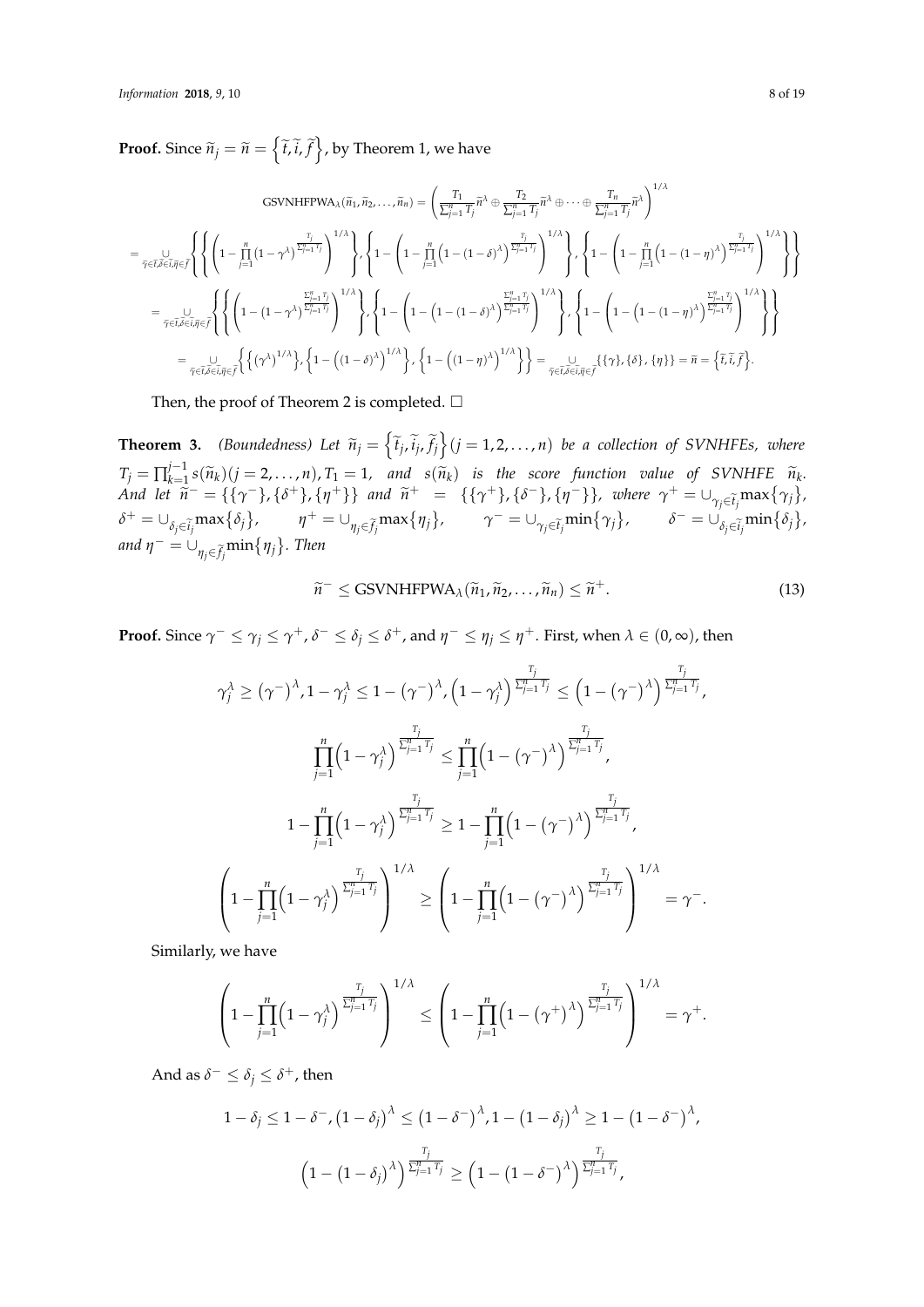**Proof.** Since $\widetilde{n}_j = \widetilde{n} = \left\{\widetilde{t}, \widetilde{i}, \widetilde{f}\right\}$, by Theorem 1, we have

$$\mathrm{GSVNHFPWA}_\lambda(\widetilde{n}_1, \widetilde{n}_2, \ldots, \widetilde{n}_n) = \left(\frac{T_1}{\sum_{j=1}^n T_j}\widetilde{n}^\lambda \oplus \frac{T_2}{\sum_{j=1}^n T_j}\widetilde{n}^\lambda \oplus \cdots \oplus \frac{T_n}{\sum_{j=1}^n T_j}\widetilde{n}^\lambda\right)^{1/\lambda}$$

$$= \underset{\widetilde{\gamma}\in\widetilde{t},\widetilde{\delta}\in\widetilde{i},\widetilde{\eta}\in\widetilde{f}}{\cup}\left\{\left\{\left(1-\prod_{j=1}^n\left(1-\gamma^\lambda\right)^{\frac{T_j}{\sum_{j=1}^n T_j}}\right)^{1/\lambda}\right\},\left\{1-\left(1-\prod_{j=1}^n\left(1-(1-\delta)^\lambda\right)^{\frac{T_j}{\sum_{j=1}^n T_j}}\right)^{1/\lambda}\right\},\left\{1-\left(1-\prod_{j=1}^n\left(1-(1-\eta)^\lambda\right)^{\frac{T_j}{\sum_{j=1}^n T_j}}\right)^{1/\lambda}\right\}\right\}$$

$$= \underset{\widetilde{\gamma}\in\widetilde{t},\widetilde{\delta}\in\widetilde{i},\widetilde{\eta}\in\widetilde{f}}{\cup}\left\{\left\{\left(1-\left(1-\gamma^\lambda\right)^{\frac{\sum_{j=1}^n T_j}{\sum_{j=1}^n T_j}}\right)^{1/\lambda}\right\},\left\{1-\left(1-\left(1-(1-\delta)^\lambda\right)^{\frac{\sum_{j=1}^n T_j}{\sum_{j=1}^n T_j}}\right)^{1/\lambda}\right\},\left\{1-\left(1-\left(1-(1-\eta)^\lambda\right)^{\frac{\sum_{j=1}^n T_j}{\sum_{j=1}^n T_j}}\right)^{1/\lambda}\right\}\right\}$$

$$= \underset{\widetilde{\gamma}\in\widetilde{t},\widetilde{\delta}\in\widetilde{i},\widetilde{\eta}\in\widetilde{f}}{\cup}\left\{\left\{\left(\gamma^\lambda\right)^{1/\lambda}\right\},\left\{1-\left((1-\delta)^\lambda\right)^{1/\lambda}\right\},\left\{1-\left((1-\eta)^\lambda\right)^{1/\lambda}\right\}\right\} = \underset{\widetilde{\gamma}\in\widetilde{t},\widetilde{\delta}\in\widetilde{i},\widetilde{\eta}\in\widetilde{f}}{\cup}\{\{\gamma\},\{\delta\},\{\eta\}\} = \widetilde{n} = \left\{\widetilde{t}, \widetilde{i}, \widetilde{f}\right\}.$$

Then, the proof of Theorem 2 is completed. □

**Theorem 3.** *(Boundedness) Let $\widetilde{n}_j = \left\{\widetilde{t}_j, \widetilde{i}_j, \widetilde{f}_j\right\} (j = 1, 2, \ldots, n)$ be a collection of SVNHFEs, where $T_j = \prod_{k=1}^{j-1} s(\widetilde{n}_k) (j = 2, \ldots, n), T_1 = 1$, and $s(\widetilde{n}_k)$ is the score function value of SVNHFE $\widetilde{n}_k$. And let $\widetilde{n}^- = \{\{\gamma^-\}, \{\delta^+\}, \{\eta^+\}\}$ and $\widetilde{n}^+ = \{\{\gamma^+\}, \{\delta^-\}, \{\eta^-\}\}$, where $\gamma^+ = \cup_{\gamma_j\in\widetilde{t}_j}\max\{\gamma_j\}$, $\delta^+ = \cup_{\delta_j\in\widetilde{i}_j}\max\{\delta_j\}$, $\eta^+ = \cup_{\eta_j\in\widetilde{f}_j}\max\{\eta_j\}$, $\gamma^- = \cup_{\gamma_j\in\widetilde{t}_j}\min\{\gamma_j\}$, $\delta^- = \cup_{\delta_j\in\widetilde{i}_j}\min\{\delta_j\}$, and $\eta^- = \cup_{\eta_j\in\widetilde{f}_j}\min\{\eta_j\}$. Then*

$$\widetilde{n}^- \leq \mathrm{GSVNHFPWA}_\lambda(\widetilde{n}_1, \widetilde{n}_2, \ldots, \widetilde{n}_n) \leq \widetilde{n}^+. \tag{13}$$

**Proof.** Since $\gamma^- \leq \gamma_j \leq \gamma^+$, $\delta^- \leq \delta_j \leq \delta^+$, and $\eta^- \leq \eta_j \leq \eta^+$. First, when $\lambda \in (0, \infty)$, then

$$\gamma_j^\lambda \geq \left(\gamma^-\right)^\lambda, 1-\gamma_j^\lambda \leq 1-\left(\gamma^-\right)^\lambda, \left(1-\gamma_j^\lambda\right)^{\frac{T_j}{\sum_{j=1}^n T_j}} \leq \left(1-\left(\gamma^-\right)^\lambda\right)^{\frac{T_j}{\sum_{j=1}^n T_j}},$$

$$\prod_{j=1}^n\left(1-\gamma_j^\lambda\right)^{\frac{T_j}{\sum_{j=1}^n T_j}} \leq \prod_{j=1}^n\left(1-\left(\gamma^-\right)^\lambda\right)^{\frac{T_j}{\sum_{j=1}^n T_j}},$$

$$1-\prod_{j=1}^n\left(1-\gamma_j^\lambda\right)^{\frac{T_j}{\sum_{j=1}^n T_j}} \geq 1-\prod_{j=1}^n\left(1-\left(\gamma^-\right)^\lambda\right)^{\frac{T_j}{\sum_{j=1}^n T_j}},$$

$$\left(1-\prod_{j=1}^n\left(1-\gamma_j^\lambda\right)^{\frac{T_j}{\sum_{j=1}^n T_j}}\right)^{1/\lambda} \geq \left(1-\prod_{j=1}^n\left(1-\left(\gamma^-\right)^\lambda\right)^{\frac{T_j}{\sum_{j=1}^n T_j}}\right)^{1/\lambda} = \gamma^-.$$

Similarly, we have

$$\left(1-\prod_{j=1}^n\left(1-\gamma_j^\lambda\right)^{\frac{T_j}{\sum_{j=1}^n T_j}}\right)^{1/\lambda} \leq \left(1-\prod_{j=1}^n\left(1-\left(\gamma^+\right)^\lambda\right)^{\frac{T_j}{\sum_{j=1}^n T_j}}\right)^{1/\lambda} = \gamma^+.$$

And as $\delta^- \leq \delta_j \leq \delta^+$, then

$$1-\delta_j \leq 1-\delta^-, \left(1-\delta_j\right)^\lambda \leq \left(1-\delta^-\right)^\lambda, 1-\left(1-\delta_j\right)^\lambda \geq 1-\left(1-\delta^-\right)^\lambda,$$

$$\left(1-\left(1-\delta_j\right)^\lambda\right)^{\frac{T_j}{\sum_{j=1}^n T_j}} \geq \left(1-\left(1-\delta^-\right)^\lambda\right)^{\frac{T_j}{\sum_{j=1}^n T_j}},$$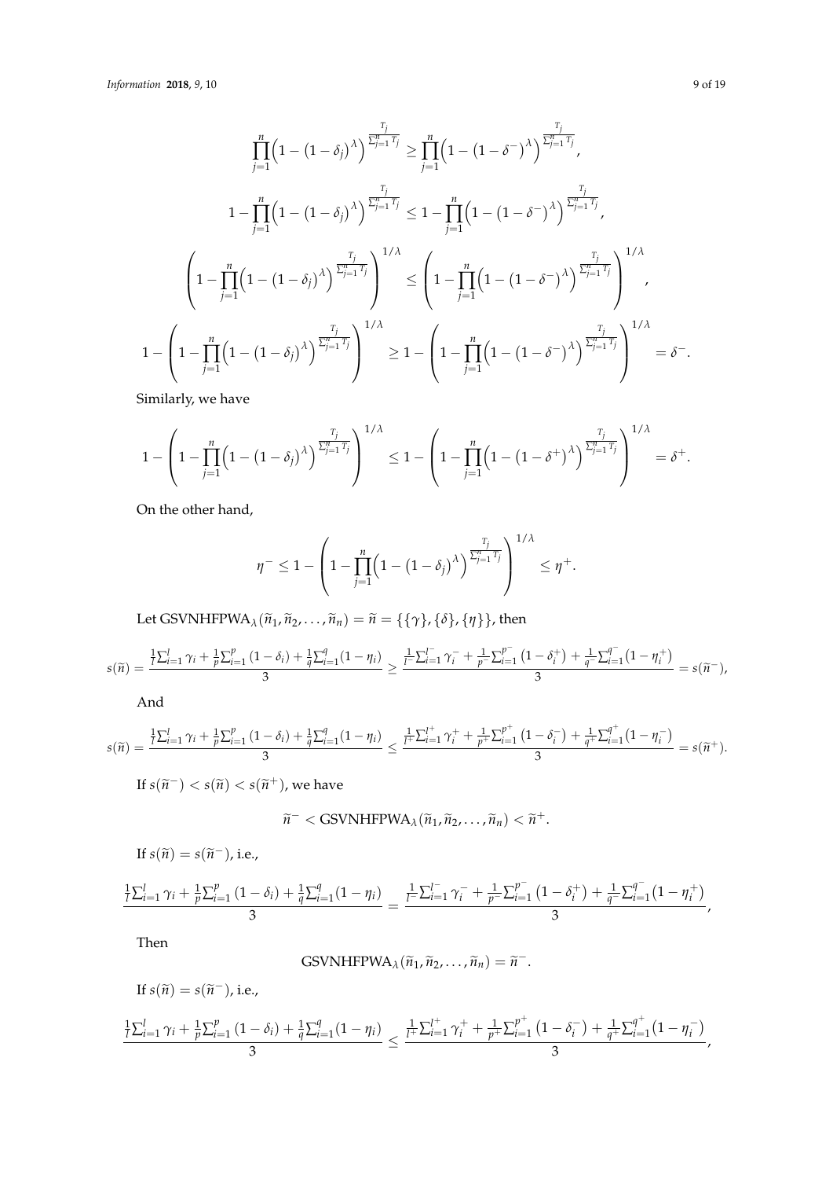$$\prod_{j=1}^{n}\left(1-\left(1-\delta_j\right)^{\lambda}\right)^{\frac{T_j}{\sum_{j=1}^{n}T_j}} \geq \prod_{j=1}^{n}\left(1-\left(1-\delta^{-}\right)^{\lambda}\right)^{\frac{T_j}{\sum_{j=1}^{n}T_j}},$$

$$1-\prod_{j=1}^{n}\left(1-\left(1-\delta_j\right)^{\lambda}\right)^{\frac{T_j}{\sum_{j=1}^{n}T_j}} \leq 1-\prod_{j=1}^{n}\left(1-\left(1-\delta^{-}\right)^{\lambda}\right)^{\frac{T_j}{\sum_{j=1}^{n}T_j}},$$

$$\left(1-\prod_{j=1}^{n}\left(1-\left(1-\delta_j\right)^{\lambda}\right)^{\frac{T_j}{\sum_{j=1}^{n}T_j}}\right)^{1/\lambda} \leq \left(1-\prod_{j=1}^{n}\left(1-\left(1-\delta^{-}\right)^{\lambda}\right)^{\frac{T_j}{\sum_{j=1}^{n}T_j}}\right)^{1/\lambda},$$

$$1-\left(1-\prod_{j=1}^{n}\left(1-\left(1-\delta_j\right)^{\lambda}\right)^{\frac{T_j}{\sum_{j=1}^{n}T_j}}\right)^{1/\lambda} \geq 1-\left(1-\prod_{j=1}^{n}\left(1-\left(1-\delta^{-}\right)^{\lambda}\right)^{\frac{T_j}{\sum_{j=1}^{n}T_j}}\right)^{1/\lambda} = \delta^{-}.$$

Similarly, we have

$$1-\left(1-\prod_{j=1}^{n}\left(1-\left(1-\delta_j\right)^{\lambda}\right)^{\frac{T_j}{\sum_{j=1}^{n}T_j}}\right)^{1/\lambda} \leq 1-\left(1-\prod_{j=1}^{n}\left(1-\left(1-\delta^{+}\right)^{\lambda}\right)^{\frac{T_j}{\sum_{j=1}^{n}T_j}}\right)^{1/\lambda} = \delta^{+}.$$

On the other hand,

$$\eta^{-} \leq 1-\left(1-\prod_{j=1}^{n}\left(1-\left(1-\delta_j\right)^{\lambda}\right)^{\frac{T_j}{\sum_{j=1}^{n}T_j}}\right)^{1/\lambda} \leq \eta^{+}.$$

Let $\text{GSVNHFPWA}_{\lambda}(\widetilde{n}_1, \widetilde{n}_2, \ldots, \widetilde{n}_n) = \widetilde{n} = \{\{\gamma\}, \{\delta\}, \{\eta\}\}$, then

$$s(\widetilde{n}) = \frac{\frac{1}{l}\sum_{i=1}^{l}\gamma_i + \frac{1}{p}\sum_{i=1}^{p}(1-\delta_i) + \frac{1}{q}\sum_{i=1}^{q}(1-\eta_i)}{3} \geq \frac{\frac{1}{l^{-}}\sum_{i=1}^{l^{-}}\gamma_i^{-} + \frac{1}{p^{-}}\sum_{i=1}^{p^{-}}(1-\delta_i^{+}) + \frac{1}{q^{-}}\sum_{i=1}^{q^{-}}(1-\eta_i^{+})}{3} = s(\widetilde{n}^{-}),$$

And

$$s(\widetilde{n}) = \frac{\frac{1}{l}\sum_{i=1}^{l}\gamma_i + \frac{1}{p}\sum_{i=1}^{p}(1-\delta_i) + \frac{1}{q}\sum_{i=1}^{q}(1-\eta_i)}{3} \leq \frac{\frac{1}{l^{+}}\sum_{i=1}^{l^{+}}\gamma_i^{+} + \frac{1}{p^{+}}\sum_{i=1}^{p^{+}}(1-\delta_i^{-}) + \frac{1}{q^{+}}\sum_{i=1}^{q^{+}}(1-\eta_i^{-})}{3} = s(\widetilde{n}^{+}).$$

If $s(\widetilde{n}^{-}) < s(\widetilde{n}) < s(\widetilde{n}^{+})$, we have

$$\widetilde{n}^{-} < \text{GSVNHFPWA}_{\lambda}(\widetilde{n}_1, \widetilde{n}_2, \ldots, \widetilde{n}_n) < \widetilde{n}^{+}.$$

If $s(\widetilde{n}) = s(\widetilde{n}^{-})$, i.e.,

$$\frac{\frac{1}{l}\sum_{i=1}^{l}\gamma_i + \frac{1}{p}\sum_{i=1}^{p}(1-\delta_i) + \frac{1}{q}\sum_{i=1}^{q}(1-\eta_i)}{3} = \frac{\frac{1}{l^{-}}\sum_{i=1}^{l^{-}}\gamma_i^{-} + \frac{1}{p^{-}}\sum_{i=1}^{p^{-}}(1-\delta_i^{+}) + \frac{1}{q^{-}}\sum_{i=1}^{q^{-}}(1-\eta_i^{+})}{3},$$

Then

$$\text{GSVNHFPWA}_{\lambda}(\widetilde{n}_1, \widetilde{n}_2, \ldots, \widetilde{n}_n) = \widetilde{n}^{-}.$$

If $s(\widetilde{n}) = s(\widetilde{n}^{-})$, i.e.,

$$\frac{\frac{1}{l}\sum_{i=1}^{l}\gamma_i + \frac{1}{p}\sum_{i=1}^{p}(1-\delta_i) + \frac{1}{q}\sum_{i=1}^{q}(1-\eta_i)}{3} \leq \frac{\frac{1}{l^{+}}\sum_{i=1}^{l^{+}}\gamma_i^{+} + \frac{1}{p^{+}}\sum_{i=1}^{p^{+}}(1-\delta_i^{-}) + \frac{1}{q^{+}}\sum_{i=1}^{q^{+}}(1-\eta_i^{-})}{3},$$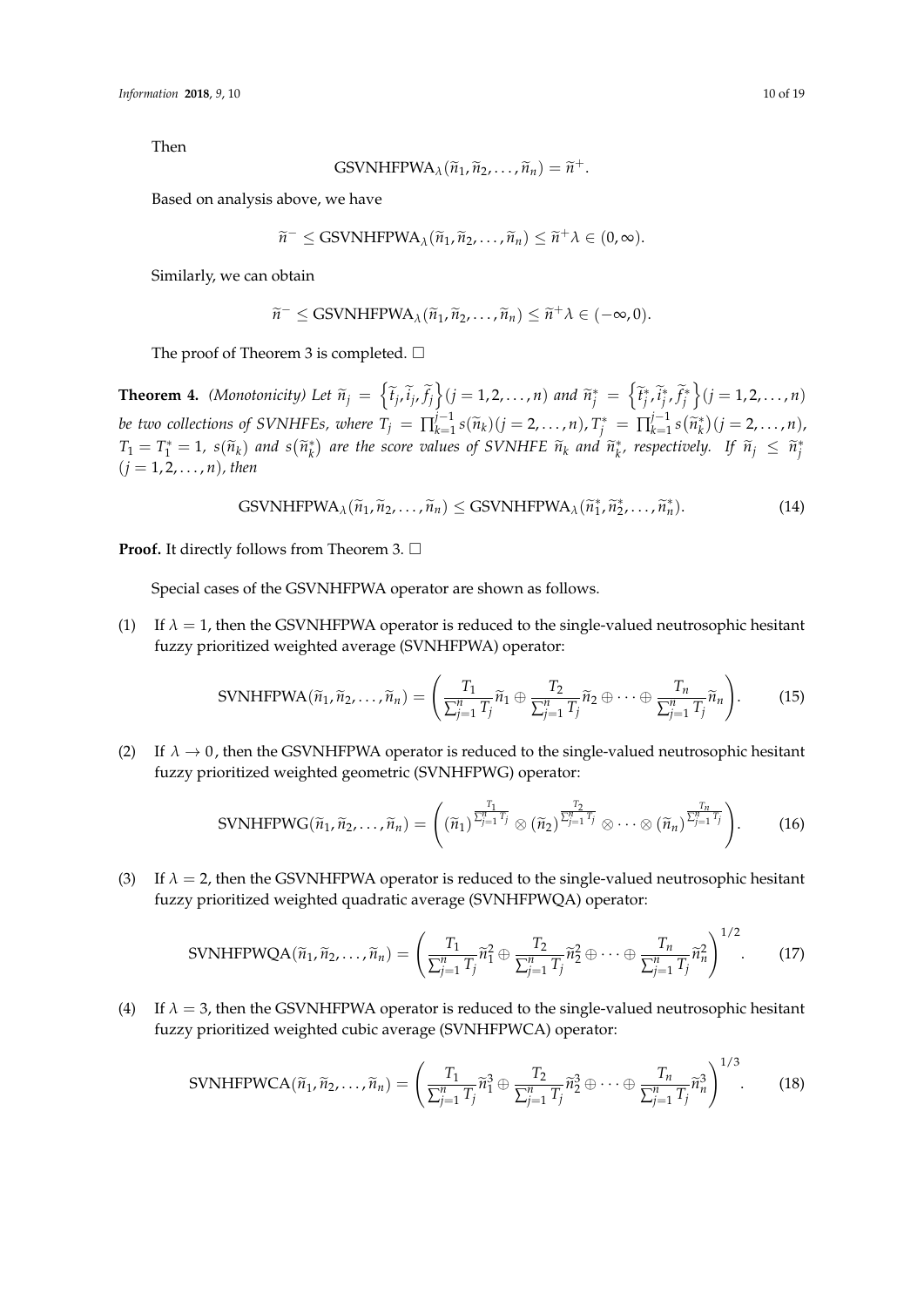Then

$$\text{GSVNHFPWA}_\lambda(\widetilde{n}_1, \widetilde{n}_2, \ldots, \widetilde{n}_n) = \widetilde{n}^+.$$

Based on analysis above, we have

$$\widetilde{n}^- \leq \text{GSVNHFPWA}_\lambda(\widetilde{n}_1, \widetilde{n}_2, \ldots, \widetilde{n}_n) \leq \widetilde{n}^+ \lambda \in (0, \infty).$$

Similarly, we can obtain

$$\widetilde{n}^- \leq \text{GSVNHFPWA}_\lambda(\widetilde{n}_1, \widetilde{n}_2, \ldots, \widetilde{n}_n) \leq \widetilde{n}^+ \lambda \in (-\infty, 0).$$

The proof of Theorem 3 is completed. □

**Theorem 4.** *(Monotonicity) Let* $\widetilde{n}_j = \left\{\widetilde{t}_j, \widetilde{i}_j, \widetilde{f}_j\right\}(j = 1, 2, \ldots, n)$ *and* $\widetilde{n}_j^* = \left\{\widetilde{t}_j^*, \widetilde{i}_j^*, \widetilde{f}_j^*\right\}(j = 1, 2, \ldots, n)$ *be two collections of SVNHFEs, where* $T_j = \prod_{k=1}^{j-1} s(\widetilde{n}_k)(j = 2, \ldots, n)$, $T_j^* = \prod_{k=1}^{j-1} s\left(\widetilde{n}_k^*\right)(j = 2, \ldots, n)$, $T_1 = T_1^* = 1$, $s(\widetilde{n}_k)$ *and* $s\left(\widetilde{n}_k^*\right)$ *are the score values of SVNHFE* $\widetilde{n}_k$ *and* $\widetilde{n}_k^*$, *respectively. If* $\widetilde{n}_j \leq \widetilde{n}_j^*$ $(j = 1, 2, \ldots, n)$, *then*

$$\text{GSVNHFPWA}_\lambda(\widetilde{n}_1, \widetilde{n}_2, \ldots, \widetilde{n}_n) \leq \text{GSVNHFPWA}_\lambda(\widetilde{n}_1^*, \widetilde{n}_2^*, \ldots, \widetilde{n}_n^*). \tag{14}$$

**Proof.** It directly follows from Theorem 3. □

Special cases of the GSVNHFPWA operator are shown as follows.

(1) If $\lambda = 1$, then the GSVNHFPWA operator is reduced to the single-valued neutrosophic hesitant fuzzy prioritized weighted average (SVNHFPWA) operator:

$$\text{SVNHFPWA}(\widetilde{n}_1, \widetilde{n}_2, \ldots, \widetilde{n}_n) = \left( \frac{T_1}{\sum_{j=1}^n T_j} \widetilde{n}_1 \oplus \frac{T_2}{\sum_{j=1}^n T_j} \widetilde{n}_2 \oplus \cdots \oplus \frac{T_n}{\sum_{j=1}^n T_j} \widetilde{n}_n \right). \tag{15}$$

(2) If $\lambda \to 0$, then the GSVNHFPWA operator is reduced to the single-valued neutrosophic hesitant fuzzy prioritized weighted geometric (SVNHFPWG) operator:

$$\text{SVNHFPWG}(\widetilde{n}_1, \widetilde{n}_2, \ldots, \widetilde{n}_n) = \left( (\widetilde{n}_1)^{\frac{T_1}{\sum_{j=1}^n T_j}} \otimes (\widetilde{n}_2)^{\frac{T_2}{\sum_{j=1}^n T_j}} \otimes \cdots \otimes (\widetilde{n}_n)^{\frac{T_n}{\sum_{j=1}^n T_j}} \right). \tag{16}$$

(3) If $\lambda = 2$, then the GSVNHFPWA operator is reduced to the single-valued neutrosophic hesitant fuzzy prioritized weighted quadratic average (SVNHFPWQA) operator:

$$\text{SVNHFPWQA}(\widetilde{n}_1, \widetilde{n}_2, \ldots, \widetilde{n}_n) = \left( \frac{T_1}{\sum_{j=1}^n T_j} \widetilde{n}_1^2 \oplus \frac{T_2}{\sum_{j=1}^n T_j} \widetilde{n}_2^2 \oplus \cdots \oplus \frac{T_n}{\sum_{j=1}^n T_j} \widetilde{n}_n^2 \right)^{1/2}. \tag{17}$$

(4) If $\lambda = 3$, then the GSVNHFPWA operator is reduced to the single-valued neutrosophic hesitant fuzzy prioritized weighted cubic average (SVNHFPWCA) operator:

$$\text{SVNHFPWCA}(\widetilde{n}_1, \widetilde{n}_2, \ldots, \widetilde{n}_n) = \left( \frac{T_1}{\sum_{j=1}^n T_j} \widetilde{n}_1^3 \oplus \frac{T_2}{\sum_{j=1}^n T_j} \widetilde{n}_2^3 \oplus \cdots \oplus \frac{T_n}{\sum_{j=1}^n T_j} \widetilde{n}_n^3 \right)^{1/3}. \tag{18}$$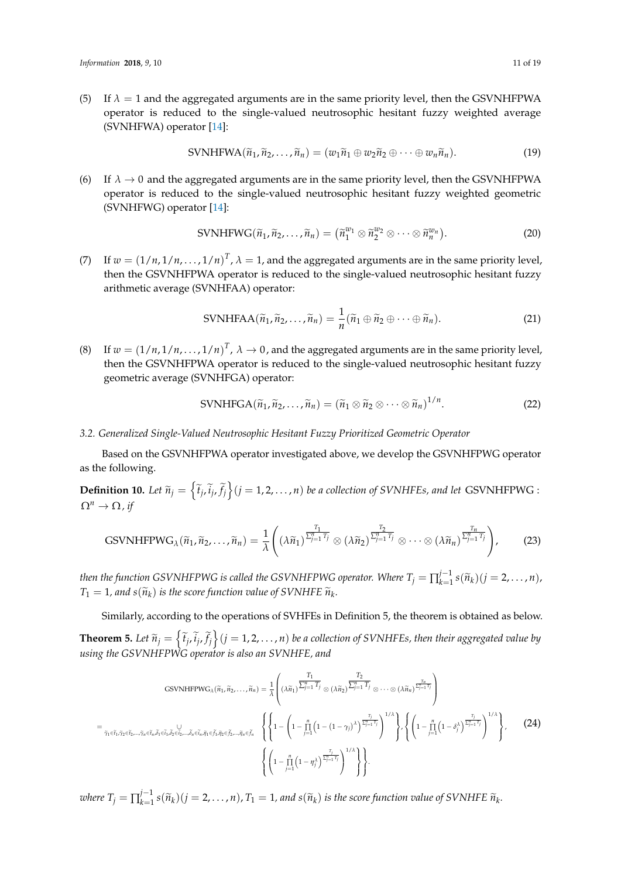(5) If $\lambda = 1$ and the aggregated arguments are in the same priority level, then the GSVNHFPWA operator is reduced to the single-valued neutrosophic hesitant fuzzy weighted average (SVNHFWA) operator [14]:

$$\text{SVNHFWA}(\widetilde{n}_1, \widetilde{n}_2, \ldots, \widetilde{n}_n) = (w_1\widetilde{n}_1 \oplus w_2\widetilde{n}_2 \oplus \cdots \oplus w_n\widetilde{n}_n). \tag{19}$$

(6) If $\lambda \to 0$ and the aggregated arguments are in the same priority level, then the GSVNHFPWA operator is reduced to the single-valued neutrosophic hesitant fuzzy weighted geometric (SVNHFWG) operator [14]:

$$\text{SVNHFWG}(\widetilde{n}_1, \widetilde{n}_2, \ldots, \widetilde{n}_n) = (\widetilde{n}_1^{w_1} \otimes \widetilde{n}_2^{w_2} \otimes \cdots \otimes \widetilde{n}_n^{w_n}). \tag{20}$$

(7) If $w = (1/n, 1/n, \ldots, 1/n)^T$, $\lambda = 1$, and the aggregated arguments are in the same priority level, then the GSVNHFPWA operator is reduced to the single-valued neutrosophic hesitant fuzzy arithmetic average (SVNHFAA) operator:

$$\text{SVNHFAA}(\widetilde{n}_1, \widetilde{n}_2, \ldots, \widetilde{n}_n) = \frac{1}{n}(\widetilde{n}_1 \oplus \widetilde{n}_2 \oplus \cdots \oplus \widetilde{n}_n). \tag{21}$$

(8) If $w = (1/n, 1/n, \ldots, 1/n)^T$, $\lambda \to 0$, and the aggregated arguments are in the same priority level, then the GSVNHFPWA operator is reduced to the single-valued neutrosophic hesitant fuzzy geometric average (SVNHFGA) operator:

$$\text{SVNHFGA}(\widetilde{n}_1, \widetilde{n}_2, \ldots, \widetilde{n}_n) = (\widetilde{n}_1 \otimes \widetilde{n}_2 \otimes \cdots \otimes \widetilde{n}_n)^{1/n}. \tag{22}$$

### *3.2. Generalized Single-Valued Neutrosophic Hesitant Fuzzy Prioritized Geometric Operator*

Based on the GSVNHFPWA operator investigated above, we develop the GSVNHFPWG operator as the following.

**Definition 10.** *Let $\widetilde{n}_j = \left\{\widetilde{t}_j, \widetilde{i}_j, \widetilde{f}_j\right\} (j = 1, 2, \ldots, n)$ be a collection of SVNHFEs, and let GSVNHFPWG : $\Omega^n \to \Omega$, if*

$$\text{GSVNHFPWG}_\lambda(\widetilde{n}_1, \widetilde{n}_2, \ldots, \widetilde{n}_n) = \frac{1}{\lambda}\left((\lambda\widetilde{n}_1)^{\frac{T_1}{\sum_{j=1}^n T_j}} \otimes (\lambda\widetilde{n}_2)^{\frac{T_2}{\sum_{j=1}^n T_j}} \otimes \cdots \otimes (\lambda\widetilde{n}_n)^{\frac{T_n}{\sum_{j=1}^n T_j}}\right), \tag{23}$$

*then the function GSVNHFPWG is called the GSVNHFPWG operator. Where $T_j = \prod_{k=1}^{j-1} s(\widetilde{n}_k) (j = 2, \ldots, n)$, $T_1 = 1$, and $s(\widetilde{n}_k)$ is the score function value of SVNHFE $\widetilde{n}_k$.*

Similarly, according to the operations of SVHFEs in Definition 5, the theorem is obtained as below.

**Theorem 5.** *Let $\widetilde{n}_j = \left\{\widetilde{t}_j, \widetilde{i}_j, \widetilde{f}_j\right\} (j = 1, 2, \ldots, n)$ be a collection of SVNHFEs, then their aggregated value by using the GSVNHFPWG operator is also an SVNHFE, and*

$$\begin{aligned}
&\text{GSVNHFPWG}_\lambda(\widetilde{n}_1, \widetilde{n}_2, \ldots, \widetilde{n}_n) = \frac{1}{\lambda}\left((\lambda\widetilde{n}_1)^{\frac{T_1}{\sum_{j=1}^n T_j}} \otimes (\lambda\widetilde{n}_2)^{\frac{T_2}{\sum_{j=1}^n T_j}} \otimes \cdots \otimes (\lambda\widetilde{n}_n)^{\frac{T_n}{\sum_{j=1}^n T_j}}\right) \\
&= \bigcup_{\widetilde{\gamma}_1 \in \widetilde{t}_1, \widetilde{\gamma}_2 \in \widetilde{t}_2, \ldots, \widetilde{\gamma}_n \in \widetilde{t}_n, \widetilde{\delta}_1 \in \widetilde{i}_1, \widetilde{\delta}_2 \in \widetilde{i}_2, \ldots, \widetilde{\delta}_n \in \widetilde{i}_n, \widetilde{\eta}_1 \in \widetilde{f}_1, \widetilde{\eta}_2 \in \widetilde{f}_2, \ldots, \widetilde{\eta}_n \in \widetilde{f}_n} \left\{ \begin{array}{l} \left\{1 - \left(1 - \prod_{j=1}^n \left(1 - (1 - \gamma_j)^\lambda\right)^{\frac{T_j}{\sum_{j=1}^n T_j}}\right)^{1/\lambda}\right\}, \left\{\left(1 - \prod_{j=1}^n \left(1 - \delta_j^\lambda\right)^{\frac{T_j}{\sum_{j=1}^n T_j}}\right)^{1/\lambda}\right\}, \\ \left\{\left(1 - \prod_{j=1}^n \left(1 - \eta_j^\lambda\right)^{\frac{T_j}{\sum_{j=1}^n T_j}}\right)^{1/\lambda}\right\} \end{array} \right\}.
\end{aligned} \tag{24}$$

*where $T_j = \prod_{k=1}^{j-1} s(\widetilde{n}_k) (j = 2, \ldots, n)$, $T_1 = 1$, and $s(\widetilde{n}_k)$ is the score function value of SVNHFE $\widetilde{n}_k$.*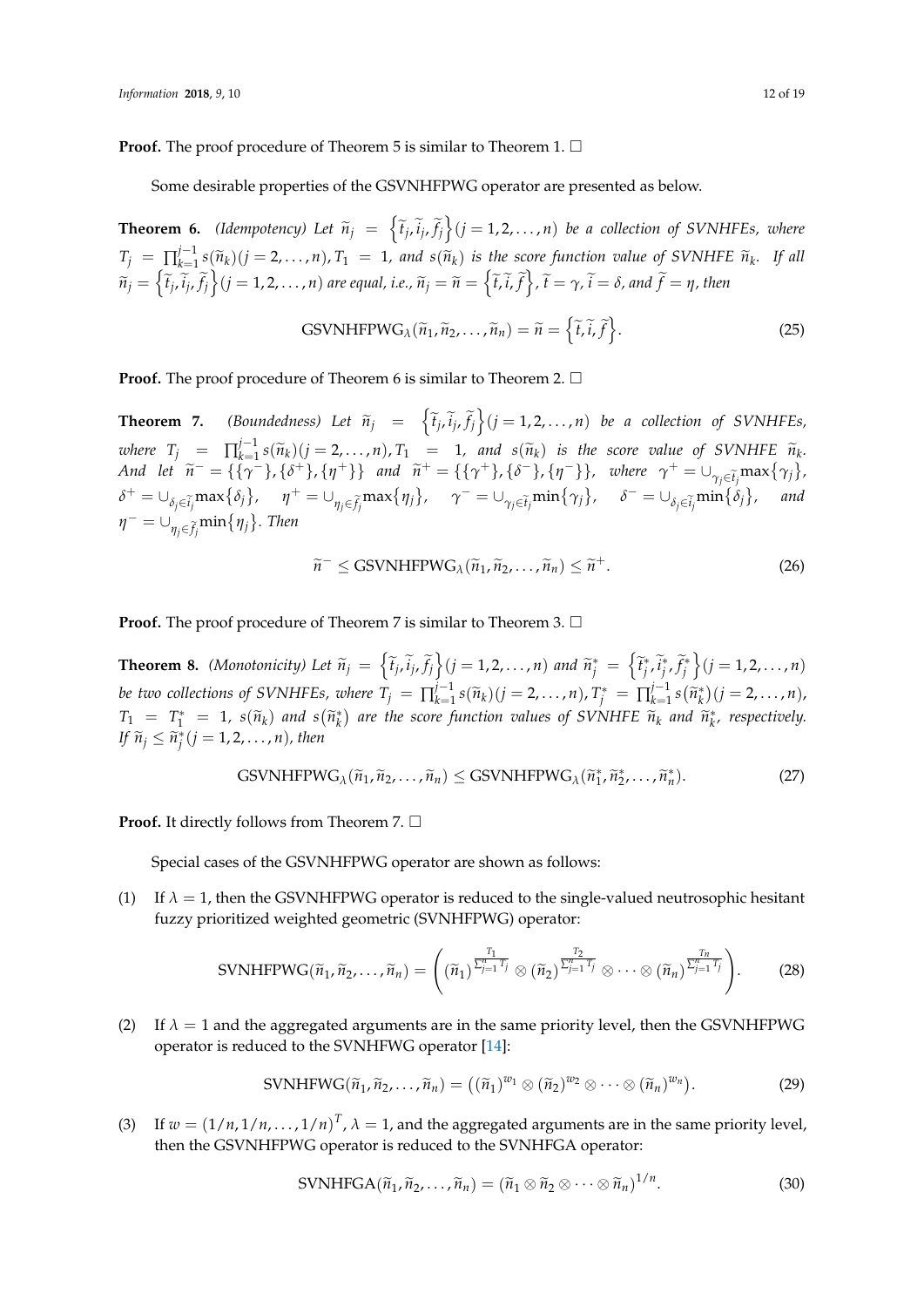**Proof.** The proof procedure of Theorem 5 is similar to Theorem 1. □

Some desirable properties of the GSVNHFPWG operator are presented as below.

**Theorem 6.** *(Idempotency) Let* $\widetilde{n}_j = \left\{\widetilde{t}_j, \widetilde{i}_j, \widetilde{f}_j\right\}(j = 1, 2, \ldots, n)$ *be a collection of SVNHFEs, where* $T_j = \prod_{k=1}^{j-1} s(\widetilde{n}_k)(j = 2, \ldots, n), T_1 = 1$*, and* $s(\widetilde{n}_k)$ *is the score function value of SVNHFE* $\widetilde{n}_k$*. If all* $\widetilde{n}_j = \left\{\widetilde{t}_j, \widetilde{i}_j, \widetilde{f}_j\right\}(j = 1, 2, \ldots, n)$ *are equal, i.e.,* $\widetilde{n}_j = \widetilde{n} = \left\{\widetilde{t}, \widetilde{i}, \widetilde{f}\right\}$*,* $\widetilde{t} = \gamma$*,* $\widetilde{i} = \delta$*, and* $\widetilde{f} = \eta$*, then*

$$\text{GSVNHFPWG}_{\lambda}(\widetilde{n}_1, \widetilde{n}_2, \ldots, \widetilde{n}_n) = \widetilde{n} = \left\{\widetilde{t}, \widetilde{i}, \widetilde{f}\right\}. \tag{25}$$

**Proof.** The proof procedure of Theorem 6 is similar to Theorem 2. □

**Theorem 7.** *(Boundedness) Let* $\widetilde{n}_j = \left\{\widetilde{t}_j, \widetilde{i}_j, \widetilde{f}_j\right\}(j = 1, 2, \ldots, n)$ *be a collection of SVNHFEs, where* $T_j = \prod_{k=1}^{j-1} s(\widetilde{n}_k)(j = 2, \ldots, n), T_1 = 1$*, and* $s(\widetilde{n}_k)$ *is the score value of SVNHFE* $\widetilde{n}_k$*. And let* $\widetilde{n}^- = \{\{\gamma^-\}, \{\delta^+\}, \{\eta^+\}\}$ *and* $\widetilde{n}^+ = \{\{\gamma^+\}, \{\delta^-\}, \{\eta^-\}\}$*, where* $\gamma^+ = \cup_{\gamma_j \in \widetilde{t}_j} \max\{\gamma_j\}$*,* $\delta^+ = \cup_{\delta_j \in \widetilde{i}_j} \max\{\delta_j\}$*,* $\eta^+ = \cup_{\eta_j \in \widetilde{f}_j} \max\{\eta_j\}$*,* $\gamma^- = \cup_{\gamma_j \in \widetilde{t}_j} \min\{\gamma_j\}$*,* $\delta^- = \cup_{\delta_j \in \widetilde{i}_j} \min\{\delta_j\}$*, and* $\eta^- = \cup_{\eta_j \in \widetilde{f}_j} \min\{\eta_j\}$*. Then*

$$\widetilde{n}^- \leq \text{GSVNHFPWG}_{\lambda}(\widetilde{n}_1, \widetilde{n}_2, \ldots, \widetilde{n}_n) \leq \widetilde{n}^+. \tag{26}$$

**Proof.** The proof procedure of Theorem 7 is similar to Theorem 3. □

**Theorem 8.** *(Monotonicity) Let* $\widetilde{n}_j = \left\{\widetilde{t}_j, \widetilde{i}_j, \widetilde{f}_j\right\}(j = 1, 2, \ldots, n)$ *and* $\widetilde{n}_j^* = \left\{\widetilde{t}_j^*, \widetilde{i}_j^*, \widetilde{f}_j^*\right\}(j = 1, 2, \ldots, n)$ *be two collections of SVNHFEs, where* $T_j = \prod_{k=1}^{j-1} s(\widetilde{n}_k)(j = 2, \ldots, n)$*,* $T_j^* = \prod_{k=1}^{j-1} s(\widetilde{n}_k^*)(j = 2, \ldots, n)$*,* $T_1 = T_1^* = 1$*,* $s(\widetilde{n}_k)$ *and* $s(\widetilde{n}_k^*)$ *are the score function values of SVNHFE* $\widetilde{n}_k$ *and* $\widetilde{n}_k^*$*, respectively. If* $\widetilde{n}_j \leq \widetilde{n}_j^*(j = 1, 2, \ldots, n)$*, then*

$$\text{GSVNHFPWG}_{\lambda}(\widetilde{n}_1, \widetilde{n}_2, \ldots, \widetilde{n}_n) \leq \text{GSVNHFPWG}_{\lambda}(\widetilde{n}_1^*, \widetilde{n}_2^*, \ldots, \widetilde{n}_n^*). \tag{27}$$

**Proof.** It directly follows from Theorem 7. □

Special cases of the GSVNHFPWG operator are shown as follows:

(1) If $\lambda = 1$, then the GSVNHFPWG operator is reduced to the single-valued neutrosophic hesitant fuzzy prioritized weighted geometric (SVNHFPWG) operator:

$$\text{SVNHFPWG}(\widetilde{n}_1, \widetilde{n}_2, \ldots, \widetilde{n}_n) = \left((\widetilde{n}_1)^{\frac{T_1}{\sum_{j=1}^{n} T_j}} \otimes (\widetilde{n}_2)^{\frac{T_2}{\sum_{j=1}^{n} T_j}} \otimes \cdots \otimes (\widetilde{n}_n)^{\frac{T_n}{\sum_{j=1}^{n} T_j}}\right). \tag{28}$$

(2) If $\lambda = 1$ and the aggregated arguments are in the same priority level, then the GSVNHFPWG operator is reduced to the SVNHFWG operator [14]:

$$\text{SVNHFWG}(\widetilde{n}_1, \widetilde{n}_2, \ldots, \widetilde{n}_n) = \left((\widetilde{n}_1)^{w_1} \otimes (\widetilde{n}_2)^{w_2} \otimes \cdots \otimes (\widetilde{n}_n)^{w_n}\right). \tag{29}$$

(3) If $w = (1/n, 1/n, \ldots, 1/n)^T$, $\lambda = 1$, and the aggregated arguments are in the same priority level, then the GSVNHFPWG operator is reduced to the SVNHFGA operator:

$$\text{SVNHFGA}(\widetilde{n}_1, \widetilde{n}_2, \ldots, \widetilde{n}_n) = (\widetilde{n}_1 \otimes \widetilde{n}_2 \otimes \cdots \otimes \widetilde{n}_n)^{1/n}. \tag{30}$$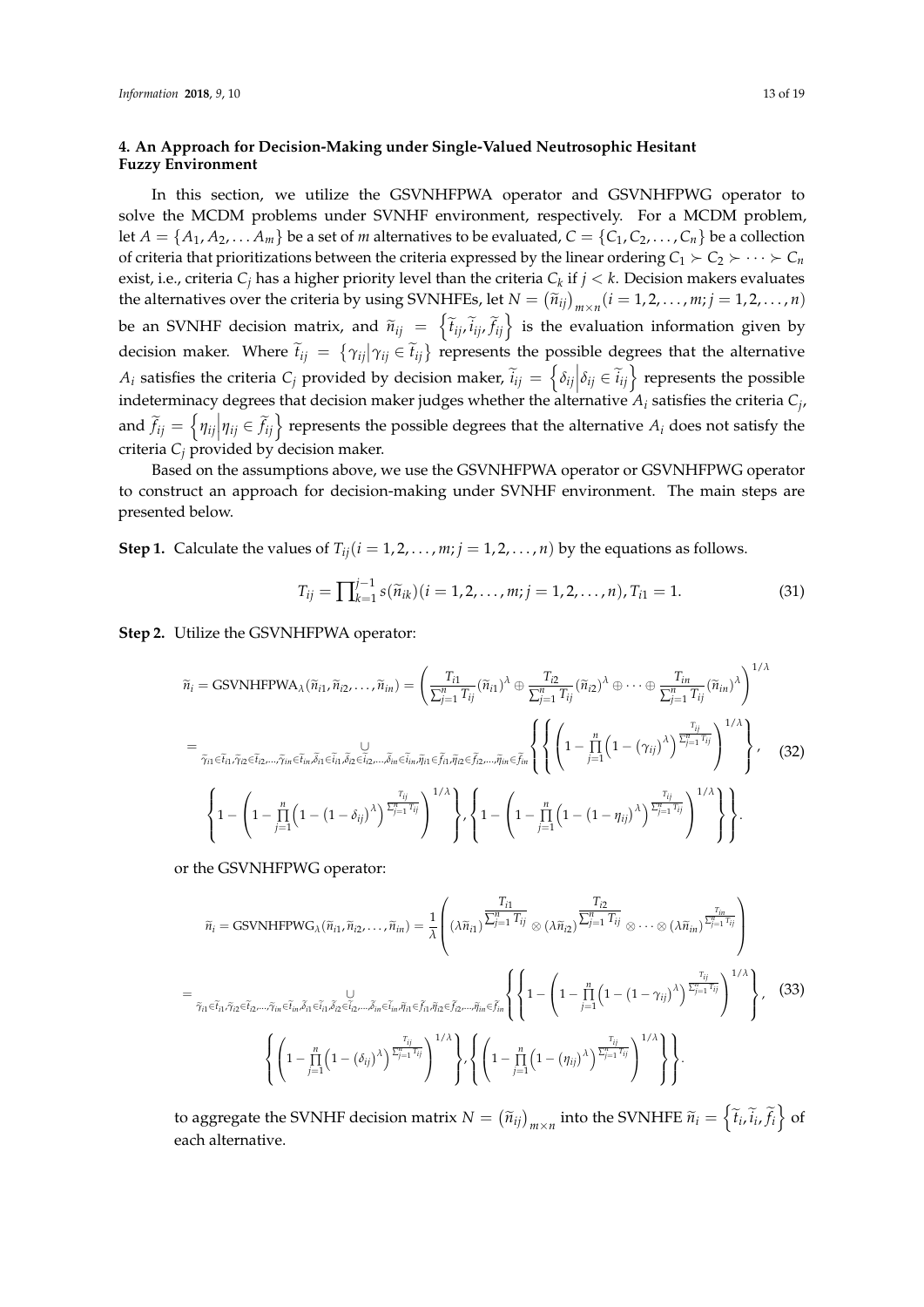## 4. An Approach for Decision-Making under Single-Valued Neutrosophic Hesitant Fuzzy Environment

In this section, we utilize the GSVNHFPWA operator and GSVNHFPWG operator to solve the MCDM problems under SVNHF environment, respectively. For a MCDM problem, let $A = \{A_1, A_2, \ldots A_m\}$ be a set of $m$ alternatives to be evaluated, $C = \{C_1, C_2, \ldots, C_n\}$ be a collection of criteria that prioritizations between the criteria expressed by the linear ordering $C_1 \succ C_2 \succ \cdots \succ C_n$ exist, i.e., criteria $C_j$ has a higher priority level than the criteria $C_k$ if $j < k$. Decision makers evaluates the alternatives over the criteria by using SVNHFEs, let $N = (\tilde{n}_{ij})_{m\times n} (i = 1, 2, \ldots, m; j = 1, 2, \ldots, n)$ be an SVNHF decision matrix, and $\tilde{n}_{ij} = \left\{\tilde{t}_{ij}, \tilde{i}_{ij}, \tilde{f}_{ij}\right\}$ is the evaluation information given by decision maker. Where $\tilde{t}_{ij} = \{\gamma_{ij} | \gamma_{ij} \in \tilde{t}_{ij}\}$ represents the possible degrees that the alternative $A_i$ satisfies the criteria $C_j$ provided by decision maker, $\tilde{i}_{ij} = \left\{\delta_{ij} \middle| \delta_{ij} \in \tilde{i}_{ij}\right\}$ represents the possible indeterminacy degrees that decision maker judges whether the alternative $A_i$ satisfies the criteria $C_j$, and $\tilde{f}_{ij} = \left\{\eta_{ij} \middle| \eta_{ij} \in \tilde{f}_{ij}\right\}$ represents the possible degrees that the alternative $A_i$ does not satisfy the criteria $C_j$ provided by decision maker.

Based on the assumptions above, we use the GSVNHFPWA operator or GSVNHFPWG operator to construct an approach for decision-making under SVNHF environment. The main steps are presented below.

**Step 1.** Calculate the values of $T_{ij} (i = 1, 2, \ldots, m; j = 1, 2, \ldots, n)$ by the equations as follows.

$$T_{ij} = \prod_{k=1}^{j-1} s(\tilde{n}_{ik}) (i = 1, 2, \ldots, m; j = 1, 2, \ldots, n), T_{i1} = 1. \tag{31}$$

**Step 2.** Utilize the GSVNHFPWA operator:

$$\begin{aligned}
\tilde{n}_i &= \text{GSVNHFPWA}_\lambda(\tilde{n}_{i1}, \tilde{n}_{i2}, \ldots, \tilde{n}_{in}) = \left( \frac{T_{i1}}{\sum_{j=1}^n T_{ij}} (\tilde{n}_{i1})^\lambda \oplus \frac{T_{i2}}{\sum_{j=1}^n T_{ij}} (\tilde{n}_{i2})^\lambda \oplus \cdots \oplus \frac{T_{in}}{\sum_{j=1}^n T_{ij}} (\tilde{n}_{in})^\lambda \right)^{1/\lambda} \\
&= \bigcup_{\tilde{\gamma}_{i1} \in \tilde{t}_{i1}, \tilde{\gamma}_{i2} \in \tilde{t}_{i2}, \ldots, \tilde{\gamma}_{in} \in \tilde{t}_{in}, \tilde{\delta}_{i1} \in \tilde{i}_{i1}, \tilde{\delta}_{i2} \in \tilde{i}_{i2}, \ldots, \tilde{\delta}_{in} \in \tilde{i}_{in}, \tilde{\eta}_{i1} \in \tilde{f}_{i1}, \tilde{\eta}_{i2} \in \tilde{f}_{i2}, \ldots, \tilde{\eta}_{in} \in \tilde{f}_{in}} \left\{ \left\{ \left( 1 - \prod_{j=1}^n \left( 1 - (\gamma_{ij})^\lambda \right)^{\frac{T_{ij}}{\sum_{j=1}^n T_{ij}}} \right)^{1/\lambda} \right\}, \right. \\
&\left. \left\{ 1 - \left( 1 - \prod_{j=1}^n \left( 1 - (1 - \delta_{ij})^\lambda \right)^{\frac{T_{ij}}{\sum_{j=1}^n T_{ij}}} \right)^{1/\lambda} \right\}, \left\{ 1 - \left( 1 - \prod_{j=1}^n \left( 1 - (1 - \eta_{ij})^\lambda \right)^{\frac{T_{ij}}{\sum_{j=1}^n T_{ij}}} \right)^{1/\lambda} \right\} \right\}.
\end{aligned} \tag{32}$$

or the GSVNHFPWG operator:

$$\begin{aligned}
\tilde{n}_i &= \text{GSVNHFPWG}_\lambda(\tilde{n}_{i1}, \tilde{n}_{i2}, \ldots, \tilde{n}_{in}) = \frac{1}{\lambda} \left( (\lambda \tilde{n}_{i1})^{\frac{T_{i1}}{\sum_{j=1}^n T_{ij}}} \otimes (\lambda \tilde{n}_{i2})^{\frac{T_{i2}}{\sum_{j=1}^n T_{ij}}} \otimes \cdots \otimes (\lambda \tilde{n}_{in})^{\frac{T_{in}}{\sum_{j=1}^n T_{ij}}} \right) \\
&= \bigcup_{\tilde{\gamma}_{i1} \in \tilde{t}_{i1}, \tilde{\gamma}_{i2} \in \tilde{t}_{i2}, \ldots, \tilde{\gamma}_{in} \in \tilde{t}_{in}, \tilde{\delta}_{i1} \in \tilde{i}_{i1}, \tilde{\delta}_{i2} \in \tilde{i}_{i2}, \ldots, \tilde{\delta}_{in} \in \tilde{i}_{in}, \tilde{\eta}_{i1} \in \tilde{f}_{i1}, \tilde{\eta}_{i2} \in \tilde{f}_{i2}, \ldots, \tilde{\eta}_{in} \in \tilde{f}_{in}} \left\{ \left\{ 1 - \left( 1 - \prod_{j=1}^n \left( 1 - (1 - \gamma_{ij})^\lambda \right)^{\frac{T_{ij}}{\sum_{j=1}^n T_{ij}}} \right)^{1/\lambda} \right\}, \right. \\
&\left. \left\{ \left( 1 - \prod_{j=1}^n \left( 1 - (\delta_{ij})^\lambda \right)^{\frac{T_{ij}}{\sum_{j=1}^n T_{ij}}} \right)^{1/\lambda} \right\}, \left\{ \left( 1 - \prod_{j=1}^n \left( 1 - (\eta_{ij})^\lambda \right)^{\frac{T_{ij}}{\sum_{j=1}^n T_{ij}}} \right)^{1/\lambda} \right\} \right\}.
\end{aligned} \tag{33}$$

to aggregate the SVNHF decision matrix $N = (\tilde{n}_{ij})_{m\times n}$ into the SVNHFE $\tilde{n}_i = \left\{\tilde{t}_i, \tilde{i}_i, \tilde{f}_i\right\}$ of each alternative.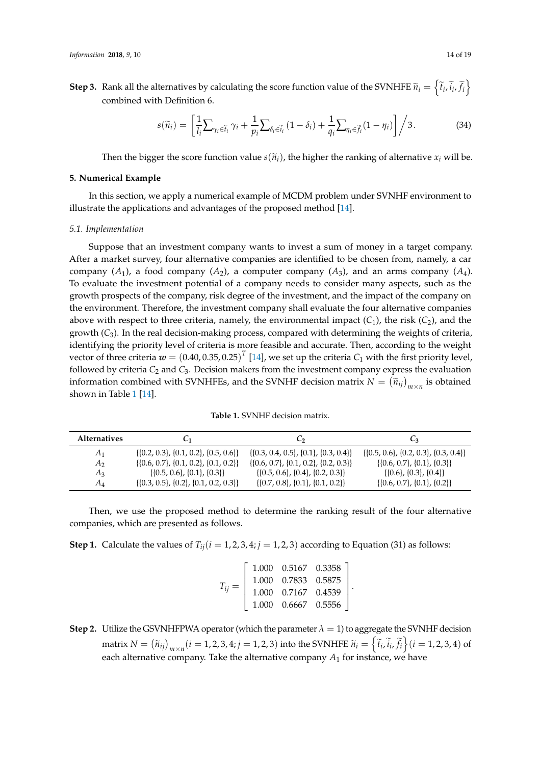**Step 3.** Rank all the alternatives by calculating the score function value of the SVNHFE $\widetilde{n}_i = \left\{\widetilde{t}_i, \widetilde{i}_i, \widetilde{f}_i\right\}$ combined with Definition 6.

$$s(\widetilde{n}_i) = \left[\frac{1}{l_i}\sum_{\gamma_i \in \widetilde{t}_i} \gamma_i + \frac{1}{p_i}\sum_{\delta_i \in \widetilde{i}_i} (1-\delta_i) + \frac{1}{q_i}\sum_{\eta_i \in \widetilde{f}_i} (1-\eta_i)\right] \bigg/ 3. \tag{34}$$

Then the bigger the score function value $s(\widetilde{n}_i)$, the higher the ranking of alternative $x_i$ will be.

## 5. Numerical Example

In this section, we apply a numerical example of MCDM problem under SVNHF environment to illustrate the applications and advantages of the proposed method [14].

### *5.1. Implementation*

Suppose that an investment company wants to invest a sum of money in a target company. After a market survey, four alternative companies are identified to be chosen from, namely, a car company ($A_1$), a food company ($A_2$), a computer company ($A_3$), and an arms company ($A_4$). To evaluate the investment potential of a company needs to consider many aspects, such as the growth prospects of the company, risk degree of the investment, and the impact of the company on the environment. Therefore, the investment company shall evaluate the four alternative companies above with respect to three criteria, namely, the environmental impact ($C_1$), the risk ($C_2$), and the growth ($C_3$). In the real decision-making process, compared with determining the weights of criteria, identifying the priority level of criteria is more feasible and accurate. Then, according to the weight vector of three criteria $w = (0.40, 0.35, 0.25)^T$ [14], we set up the criteria $C_1$ with the first priority level, followed by criteria $C_2$ and $C_3$. Decision makers from the investment company express the evaluation information combined with SVNHFEs, and the SVNHF decision matrix $N = (\widetilde{n}_{ij})_{m \times n}$ is obtained shown in Table 1 [14].

**Table 1.** SVNHF decision matrix.

| Alternatives | $C_1$ | $C_2$ | $C_3$ |
|---|---|---|---|
| $A_1$ | {{0.2, 0.3}, {0.1, 0.2}, {0.5, 0.6}} | {{0.3, 0.4, 0.5}, {0.1}, {0.3, 0.4}} | {{0.5, 0.6}, {0.2, 0.3}, {0.3, 0.4}} |
| $A_2$ | {{0.6, 0.7}, {0.1, 0.2}, {0.1, 0.2}} | {{0.6, 0.7}, {0.1, 0.2}, {0.2, 0.3}} | {{0.6, 0.7}, {0.1}, {0.3}} |
| $A_3$ | {{0.5, 0.6}, {0.1}, {0.3}} | {{0.5, 0.6}, {0.4}, {0.2, 0.3}} | {{0.6}, {0.3}, {0.4}} |
| $A_4$ | {{0.3, 0.5}, {0.2}, {0.1, 0.2, 0.3}} | {{0.7, 0.8}, {0.1}, {0.1, 0.2}} | {{0.6, 0.7}, {0.1}, {0.2}} |

Then, we use the proposed method to determine the ranking result of the four alternative companies, which are presented as follows.

**Step 1.** Calculate the values of $T_{ij} (i = 1,2,3,4; j = 1,2,3)$ according to Equation (31) as follows:

$$T_{ij} = \begin{bmatrix} 1.000 & 0.5167 & 0.3358 \\ 1.000 & 0.7833 & 0.5875 \\ 1.000 & 0.7167 & 0.4539 \\ 1.000 & 0.6667 & 0.5556 \end{bmatrix}.$$

**Step 2.** Utilize the GSVNHFPWA operator (which the parameter $\lambda = 1$) to aggregate the SVNHF decision matrix $N = (\widetilde{n}_{ij})_{m \times n} (i = 1,2,3,4; j = 1,2,3)$ into the SVNHFE $\widetilde{n}_i = \left\{\widetilde{t}_i, \widetilde{i}_i, \widetilde{f}_i\right\} (i = 1,2,3,4)$ of each alternative company. Take the alternative company $A_1$ for instance, we have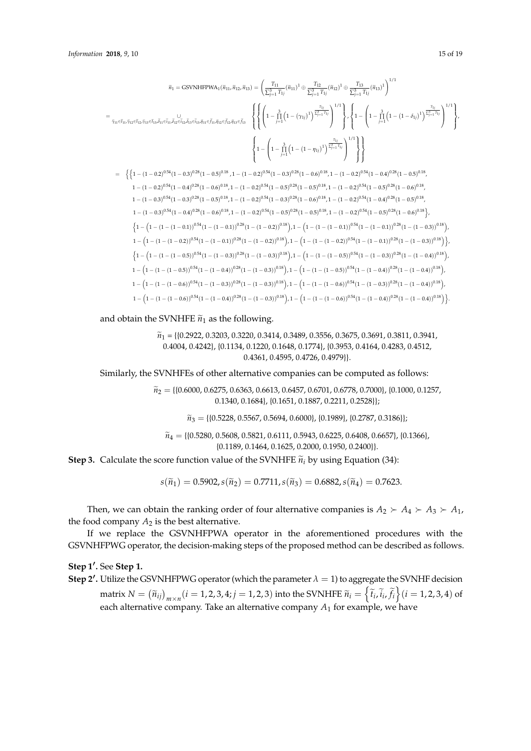$$\tilde{n}_1 = \text{GSVNHFPWA}_1(\tilde{n}_{11}, \tilde{n}_{12}, \tilde{n}_{13}) = \left( \frac{T_{11}}{\sum_{j=1}^{3} T_{1j}} (\tilde{n}_{11})^1 \oplus \frac{T_{12}}{\sum_{j=1}^{3} T_{1j}} (\tilde{n}_{12})^1 \oplus \frac{T_{13}}{\sum_{j=1}^{3} T_{1j}} (\tilde{n}_{13})^1 \right)^{1/1}$$

$$= \bigcup_{\tilde{\gamma}_{11} \in \tilde{t}_{11}, \tilde{\gamma}_{12} \in \tilde{t}_{12}, \tilde{\gamma}_{13} \in \tilde{t}_{13}, \tilde{\delta}_{11} \in \tilde{i}_{11}, \tilde{\delta}_{12} \in \tilde{i}_{12}, \tilde{\delta}_{13} \in \tilde{i}_{13}, \tilde{\eta}_{11} \in \tilde{f}_{11}, \tilde{\eta}_{12} \in \tilde{f}_{12}, \tilde{\eta}_{13} \in \tilde{f}_{13}} \left\{ \left\{ \left( 1 - \prod_{j=1}^{3} \left( 1 - (\gamma_{1j})^1 \right)^{\frac{T_{1j}}{\sum_{j=1}^{3} T_{1j}}} \right)^{1/1} \right\}, \left\{ 1 - \left( 1 - \prod_{j=1}^{3} \left( 1 - (1 - \delta_{1j})^1 \right)^{\frac{T_{1j}}{\sum_{j=1}^{3} T_{1j}}} \right)^{1/1} \right\}, \left\{ 1 - \left( 1 - \prod_{j=1}^{3} \left( 1 - (1 - \eta_{1j})^1 \right)^{\frac{T_{1j}}{\sum_{j=1}^{3} T_{1j}}} \right)^{1/1} \right\} \right\}$$

$$= \Big\{ \Big\{ 1 - (1-0.2)^{0.54}(1-0.3)^{0.28}(1-0.5)^{0.18}, 1 - (1-0.2)^{0.54}(1-0.3)^{0.28}(1-0.6)^{0.18}, 1 - (1-0.2)^{0.54}(1-0.4)^{0.28}(1-0.5)^{0.18},$$
$$1 - (1-0.2)^{0.54}(1-0.4)^{0.28}(1-0.6)^{0.18}, 1 - (1-0.2)^{0.54}(1-0.5)^{0.28}(1-0.5)^{0.18}, 1 - (1-0.2)^{0.54}(1-0.5)^{0.28}(1-0.6)^{0.18},$$
$$1 - (1-0.3)^{0.54}(1-0.3)^{0.28}(1-0.5)^{0.18}, 1 - (1-0.2)^{0.54}(1-0.3)^{0.28}(1-0.6)^{0.18}, 1 - (1-0.2)^{0.54}(1-0.4)^{0.28}(1-0.5)^{0.18},$$
$$1 - (1-0.3)^{0.54}(1-0.4)^{0.28}(1-0.6)^{0.18}, 1 - (1-0.2)^{0.54}(1-0.5)^{0.28}(1-0.5)^{0.18}, 1 - (1-0.2)^{0.54}(1-0.5)^{0.28}(1-0.6)^{0.18} \Big\},$$
$$\Big\{ 1 - \left(1 - (1-(1-0.1))^{0.54}(1-(1-0.1))^{0.28}(1-(1-0.2))^{0.18}\right), 1 - \left(1 - (1-(1-0.1))^{0.54}(1-(1-0.1))^{0.28}(1-(1-0.3))^{0.18}\right),$$
$$1 - \left(1 - (1-(1-0.2))^{0.54}(1-(1-0.1))^{0.28}(1-(1-0.2))^{0.18}\right), 1 - \left(1 - (1-(1-0.2))^{0.54}(1-(1-0.1))^{0.28}(1-(1-0.3))^{0.18}\right) \Big\},$$
$$\Big\{ 1 - \left(1 - (1-(1-0.5))^{0.54}(1-(1-0.3))^{0.28}(1-(1-0.3))^{0.18}\right), 1 - \left(1 - (1-(1-0.5))^{0.54}(1-(1-0.3))^{0.28}(1-(1-0.4))^{0.18}\right),$$
$$1 - \left(1 - (1-(1-0.5))^{0.54}(1-(1-0.4))^{0.28}(1-(1-0.3))^{0.18}\right), 1 - \left(1 - (1-(1-0.5))^{0.54}(1-(1-0.4))^{0.28}(1-(1-0.4))^{0.18}\right),$$
$$1 - \left(1 - (1-(1-0.6))^{0.54}(1-(1-0.3))^{0.28}(1-(1-0.3))^{0.18}\right), 1 - \left(1 - (1-(1-0.6))^{0.54}(1-(1-0.3))^{0.28}(1-(1-0.4))^{0.18}\right),$$
$$1 - \left(1 - (1-(1-0.6))^{0.54}(1-(1-0.4))^{0.28}(1-(1-0.3))^{0.18}\right), 1 - \left(1 - (1-(1-0.6))^{0.54}(1-(1-0.4))^{0.28}(1-(1-0.4))^{0.18}\right) \Big\}.$$

and obtain the SVNHFE $\tilde{n}_1$ as the following.

$\tilde{n}_1$ = {{0.2922, 0.3203, 0.3220, 0.3414, 0.3489, 0.3556, 0.3675, 0.3691, 0.3811, 0.3941, 0.4004, 0.4242}, {0.1134, 0.1220, 0.1648, 0.1774}, {0.3953, 0.4164, 0.4283, 0.4512, 0.4361, 0.4595, 0.4726, 0.4979}}.

Similarly, the SVNHFEs of other alternative companies can be computed as follows:

$\tilde{n}_2$ = {{0.6000, 0.6275, 0.6363, 0.6613, 0.6457, 0.6701, 0.6778, 0.7000}, {0.1000, 0.1257, 0.1340, 0.1684}, {0.1651, 0.1887, 0.2211, 0.2528}};

$\tilde{n}_3$ = {{0.5228, 0.5567, 0.5694, 0.6000}, {0.1989}, {0.2787, 0.3186}};

$\tilde{n}_4$ = {{0.5280, 0.5608, 0.5821, 0.6111, 0.5943, 0.6225, 0.6408, 0.6657}, {0.1366}, {0.1189, 0.1464, 0.1625, 0.2000, 0.1950, 0.2400}}.

**Step 3.** Calculate the score function value of the SVNHFE $\tilde{n}_i$ by using Equation (34):

$$s(\tilde{n}_1) = 0.5902, s(\tilde{n}_2) = 0.7711, s(\tilde{n}_3) = 0.6882, s(\tilde{n}_4) = 0.7623.$$

Then, we can obtain the ranking order of four alternative companies is $A_2 \succ A_4 \succ A_3 \succ A_1$, the food company $A_2$ is the best alternative.

If we replace the GSVNHFPWA operator in the aforementioned procedures with the GSVNHFPWG operator, the decision-making steps of the proposed method can be described as follows.

**Step 1′.** See **Step 1.**

**Step 2′.** Utilize the GSVNHFPWG operator (which the parameter $\lambda = 1$) to aggregate the SVNHF decision matrix $N = (\tilde{n}_{ij})_{m \times n} (i = 1,2,3,4; j = 1,2,3)$ into the SVNHFE $\tilde{n}_i = \left\{ \tilde{t}_i, \tilde{i}_i, \tilde{f}_i \right\} (i = 1,2,3,4)$ of each alternative company. Take an alternative company $A_1$ for example, we have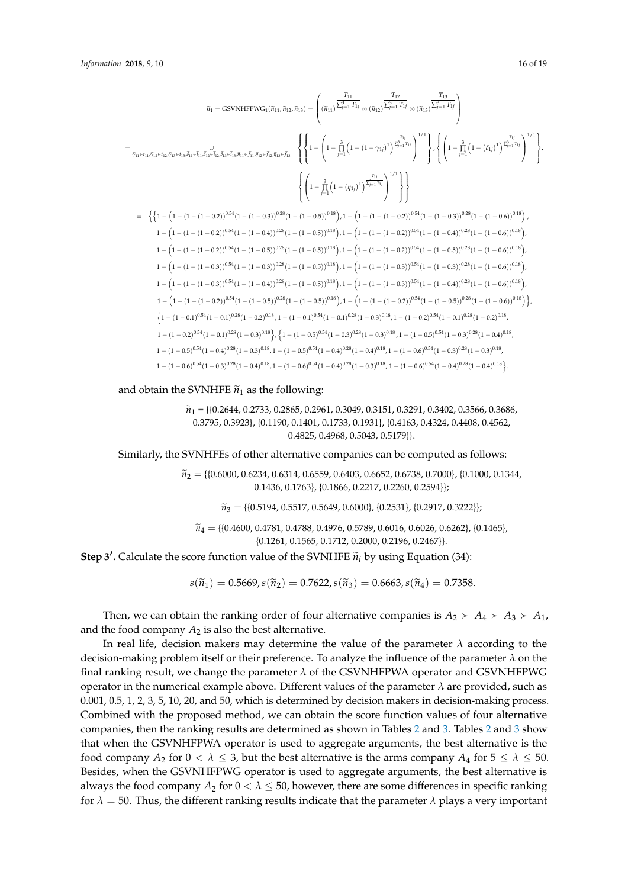$$\tilde{n}_1 = \text{GSVNHFPWG}_1(\tilde{n}_{11}, \tilde{n}_{12}, \tilde{n}_{13}) = \left( (\tilde{n}_{11})^{\frac{T_{11}}{\sum_{j=1}^{3} T_{1j}}} \otimes (\tilde{n}_{12})^{\frac{T_{12}}{\sum_{j=1}^{3} T_{1j}}} \otimes (\tilde{n}_{13})^{\frac{T_{13}}{\sum_{j=1}^{3} T_{1j}}} \right)$$

$$= \bigcup_{\tilde{\gamma}_{11}\in\tilde{t}_{11},\tilde{\gamma}_{12}\in\tilde{t}_{12},\tilde{\gamma}_{13}\in\tilde{t}_{13},\tilde{\delta}_{11}\in\tilde{i}_{11},\tilde{\delta}_{12}\in\tilde{i}_{12},\tilde{\delta}_{13}\in\tilde{i}_{13},\tilde{\eta}_{11}\in\tilde{f}_{11},\tilde{\eta}_{12}\in\tilde{f}_{12},\tilde{\eta}_{13}\in\tilde{f}_{13}} \left\{ \left\{ 1 - \left( 1 - \prod_{j=1}^{3} \left( 1 - (1-\gamma_{1j})^{1} \right)^{\frac{T_{1j}}{\sum_{j=1}^{3} T_{1j}}} \right)^{1/1} \right\}, \left\{ \left( 1 - \prod_{j=1}^{3} \left( 1 - (\delta_{1j})^{1} \right)^{\frac{T_{1j}}{\sum_{j=1}^{3} T_{1j}}} \right)^{1/1} \right\}, \left\{ \left( 1 - \prod_{j=1}^{3} \left( 1 - (\eta_{1j})^{1} \right)^{\frac{T_{1j}}{\sum_{j=1}^{3} T_{1j}}} \right)^{1/1} \right\} \right\}$$

$$\begin{aligned}
= \Big\{ \Big\{ & 1 - \left(1 - (1-(1-0.2))^{0.54}(1-(1-0.3))^{0.28}(1-(1-0.5))^{0.18}\right), 1 - \left(1 - (1-(1-0.2))^{0.54}(1-(1-0.3))^{0.28}(1-(1-0.6))^{0.18}\right), \\
& 1 - \left(1 - (1-(1-0.2))^{0.54}(1-(1-0.4))^{0.28}(1-(1-0.5))^{0.18}\right), 1 - \left(1 - (1-(1-0.2))^{0.54}(1-(1-0.4))^{0.28}(1-(1-0.6))^{0.18}\right), \\
& 1 - \left(1 - (1-(1-0.2))^{0.54}(1-(1-0.5))^{0.28}(1-(1-0.5))^{0.18}\right), 1 - \left(1 - (1-(1-0.2))^{0.54}(1-(1-0.5))^{0.28}(1-(1-0.6))^{0.18}\right), \\
& 1 - \left(1 - (1-(1-0.3))^{0.54}(1-(1-0.3))^{0.28}(1-(1-0.5))^{0.18}\right), 1 - \left(1 - (1-(1-0.3))^{0.54}(1-(1-0.3))^{0.28}(1-(1-0.6))^{0.18}\right), \\
& 1 - \left(1 - (1-(1-0.3))^{0.54}(1-(1-0.4))^{0.28}(1-(1-0.5))^{0.18}\right), 1 - \left(1 - (1-(1-0.3))^{0.54}(1-(1-0.4))^{0.28}(1-(1-0.6))^{0.18}\right), \\
& 1 - \left(1 - (1-(1-0.2))^{0.54}(1-(1-0.5))^{0.28}(1-(1-0.5))^{0.18}\right), 1 - \left(1 - (1-(1-0.2))^{0.54}(1-(1-0.5))^{0.28}(1-(1-0.6))^{0.18}\right) \Big\}, \\
\Big\{ & 1 - (1-0.1)^{0.54}(1-0.1)^{0.28}(1-0.2)^{0.18}, 1 - (1-0.1)^{0.54}(1-0.1)^{0.28}(1-0.3)^{0.18}, 1 - (1-0.2)^{0.54}(1-0.1)^{0.28}(1-0.2)^{0.18}, \\
& 1 - (1-0.2)^{0.54}(1-0.1)^{0.28}(1-0.3)^{0.18} \Big\}, \Big\{ 1 - (1-0.5)^{0.54}(1-0.3)^{0.28}(1-0.3)^{0.18}, 1 - (1-0.5)^{0.54}(1-0.3)^{0.28}(1-0.4)^{0.18}, \\
& 1 - (1-0.5)^{0.54}(1-0.4)^{0.28}(1-0.3)^{0.18}, 1 - (1-0.5)^{0.54}(1-0.4)^{0.28}(1-0.4)^{0.18}, 1 - (1-0.6)^{0.54}(1-0.3)^{0.28}(1-0.3)^{0.18}, \\
& 1 - (1-0.6)^{0.54}(1-0.3)^{0.28}(1-0.4)^{0.18}, 1 - (1-0.6)^{0.54}(1-0.4)^{0.28}(1-0.3)^{0.18}, 1 - (1-0.6)^{0.54}(1-0.4)^{0.28}(1-0.4)^{0.18} \Big\}.
\end{aligned}$$

and obtain the SVNHFE $\tilde{n}_1$ as the following:

$$\tilde{n}_1 = \{\{0.2644, 0.2733, 0.2865, 0.2961, 0.3049, 0.3151, 0.3291, 0.3402, 0.3566, 0.3686, 0.3795, 0.3923\}, \{0.1190, 0.1401, 0.1733, 0.1931\}, \{0.4163, 0.4324, 0.4408, 0.4562, 0.4825, 0.4968, 0.5043, 0.5179\}\}.$$

Similarly, the SVNHFEs of other alternative companies can be computed as follows:

$$\tilde{n}_2 = \{\{0.6000, 0.6234, 0.6314, 0.6559, 0.6403, 0.6652, 0.6738, 0.7000\}, \{0.1000, 0.1344, 0.1436, 0.1763\}, \{0.1866, 0.2217, 0.2260, 0.2594\}\};$$

$$\tilde{n}_3 = \{\{0.5194, 0.5517, 0.5649, 0.6000\}, \{0.2531\}, \{0.2917, 0.3222\}\};$$

$$\tilde{n}_4 = \{\{0.4600, 0.4781, 0.4788, 0.4976, 0.5789, 0.6016, 0.6026, 0.6262\}, \{0.1465\}, \{0.1261, 0.1565, 0.1712, 0.2000, 0.2196, 0.2467\}\}.$$

**Step 3′.** Calculate the score function value of the SVNHFE $\tilde{n}_i$ by using Equation (34):

$$s(\tilde{n}_1) = 0.5669, s(\tilde{n}_2) = 0.7622, s(\tilde{n}_3) = 0.6663, s(\tilde{n}_4) = 0.7358.$$

Then, we can obtain the ranking order of four alternative companies is $A_2 \succ A_4 \succ A_3 \succ A_1$, and the food company $A_2$ is also the best alternative.

In real life, decision makers may determine the value of the parameter $\lambda$ according to the decision-making problem itself or their preference. To analyze the influence of the parameter $\lambda$ on the final ranking result, we change the parameter $\lambda$ of the GSVNHFPWA operator and GSVNHFPWG operator in the numerical example above. Different values of the parameter $\lambda$ are provided, such as 0.001, 0.5, 1, 2, 3, 5, 10, 20, and 50, which is determined by decision makers in decision-making process. Combined with the proposed method, we can obtain the score function values of four alternative companies, then the ranking results are determined as shown in Tables 2 and 3. Tables 2 and 3 show that when the GSVNHFPWA operator is used to aggregate arguments, the best alternative is the food company $A_2$ for $0 < \lambda \leq 3$, but the best alternative is the arms company $A_4$ for $5 \leq \lambda \leq 50$. Besides, when the GSVNHFPWG operator is used to aggregate arguments, the best alternative is always the food company $A_2$ for $0 < \lambda \leq 50$, however, there are some differences in specific ranking for $\lambda = 50$. Thus, the different ranking results indicate that the parameter $\lambda$ plays a very important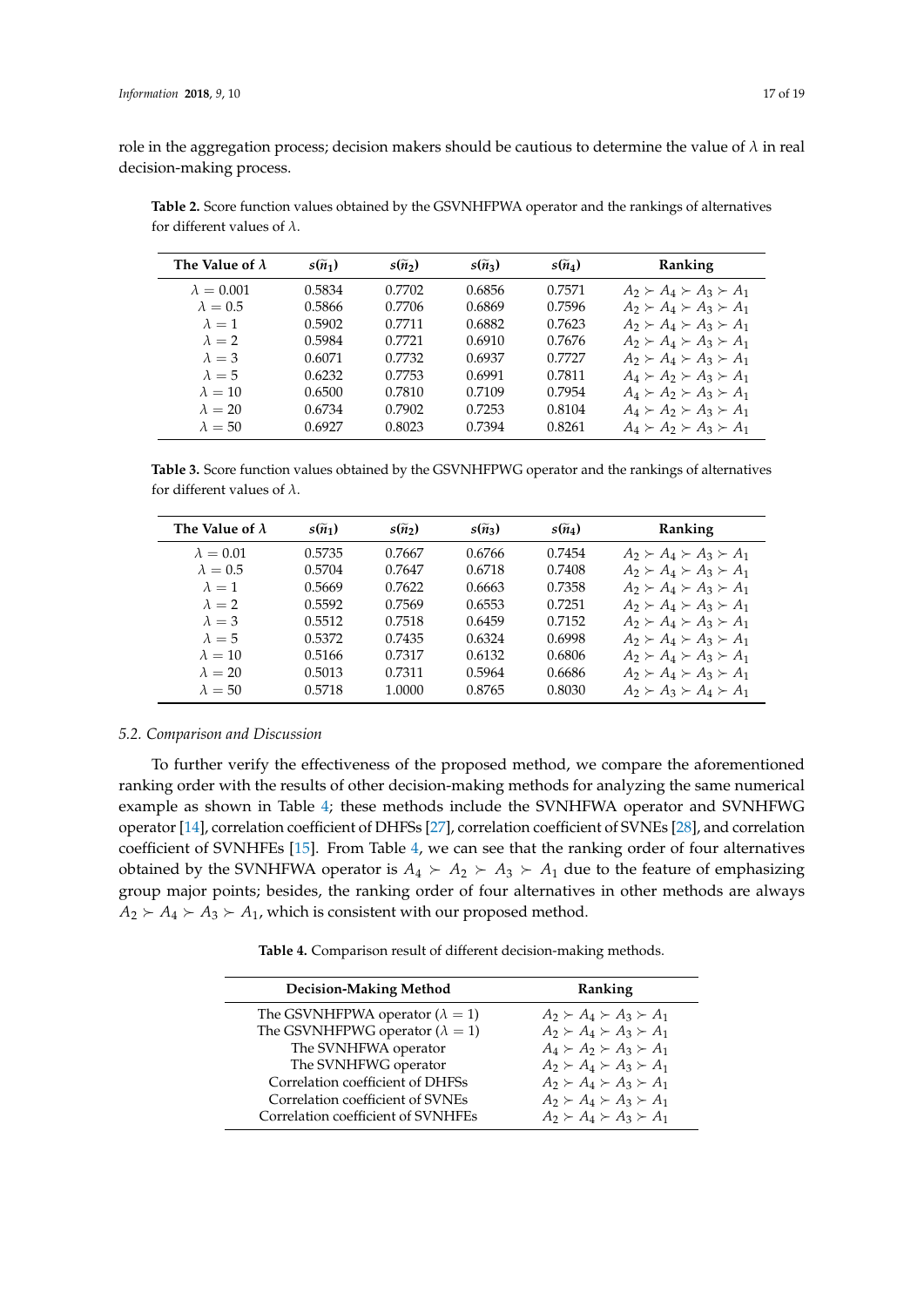role in the aggregation process; decision makers should be cautious to determine the value of $\lambda$ in real decision-making process.

**Table 2.** Score function values obtained by the GSVNHFPWA operator and the rankings of alternatives for different values of $\lambda$.

| The Value of $\lambda$ | $s(\tilde{n}_1)$ | $s(\tilde{n}_2)$ | $s(\tilde{n}_3)$ | $s(\tilde{n}_4)$ | Ranking |
|---|---|---|---|---|---|
| $\lambda = 0.001$ | 0.5834 | 0.7702 | 0.6856 | 0.7571 | $A_2 \succ A_4 \succ A_3 \succ A_1$ |
| $\lambda = 0.5$ | 0.5866 | 0.7706 | 0.6869 | 0.7596 | $A_2 \succ A_4 \succ A_3 \succ A_1$ |
| $\lambda = 1$ | 0.5902 | 0.7711 | 0.6882 | 0.7623 | $A_2 \succ A_4 \succ A_3 \succ A_1$ |
| $\lambda = 2$ | 0.5984 | 0.7721 | 0.6910 | 0.7676 | $A_2 \succ A_4 \succ A_3 \succ A_1$ |
| $\lambda = 3$ | 0.6071 | 0.7732 | 0.6937 | 0.7727 | $A_2 \succ A_4 \succ A_3 \succ A_1$ |
| $\lambda = 5$ | 0.6232 | 0.7753 | 0.6991 | 0.7811 | $A_4 \succ A_2 \succ A_3 \succ A_1$ |
| $\lambda = 10$ | 0.6500 | 0.7810 | 0.7109 | 0.7954 | $A_4 \succ A_2 \succ A_3 \succ A_1$ |
| $\lambda = 20$ | 0.6734 | 0.7902 | 0.7253 | 0.8104 | $A_4 \succ A_2 \succ A_3 \succ A_1$ |
| $\lambda = 50$ | 0.6927 | 0.8023 | 0.7394 | 0.8261 | $A_4 \succ A_2 \succ A_3 \succ A_1$ |

**Table 3.** Score function values obtained by the GSVNHFPWG operator and the rankings of alternatives for different values of $\lambda$.

| The Value of $\lambda$ | $s(\tilde{n}_1)$ | $s(\tilde{n}_2)$ | $s(\tilde{n}_3)$ | $s(\tilde{n}_4)$ | Ranking |
|---|---|---|---|---|---|
| $\lambda = 0.01$ | 0.5735 | 0.7667 | 0.6766 | 0.7454 | $A_2 \succ A_4 \succ A_3 \succ A_1$ |
| $\lambda = 0.5$ | 0.5704 | 0.7647 | 0.6718 | 0.7408 | $A_2 \succ A_4 \succ A_3 \succ A_1$ |
| $\lambda = 1$ | 0.5669 | 0.7622 | 0.6663 | 0.7358 | $A_2 \succ A_4 \succ A_3 \succ A_1$ |
| $\lambda = 2$ | 0.5592 | 0.7569 | 0.6553 | 0.7251 | $A_2 \succ A_4 \succ A_3 \succ A_1$ |
| $\lambda = 3$ | 0.5512 | 0.7518 | 0.6459 | 0.7152 | $A_2 \succ A_4 \succ A_3 \succ A_1$ |
| $\lambda = 5$ | 0.5372 | 0.7435 | 0.6324 | 0.6998 | $A_2 \succ A_4 \succ A_3 \succ A_1$ |
| $\lambda = 10$ | 0.5166 | 0.7317 | 0.6132 | 0.6806 | $A_2 \succ A_4 \succ A_3 \succ A_1$ |
| $\lambda = 20$ | 0.5013 | 0.7311 | 0.5964 | 0.6686 | $A_2 \succ A_4 \succ A_3 \succ A_1$ |
| $\lambda = 50$ | 0.5718 | 1.0000 | 0.8765 | 0.8030 | $A_2 \succ A_3 \succ A_4 \succ A_1$ |

### 5.2. Comparison and Discussion

To further verify the effectiveness of the proposed method, we compare the aforementioned ranking order with the results of other decision-making methods for analyzing the same numerical example as shown in Table 4; these methods include the SVNHFWA operator and SVNHFWG operator [14], correlation coefficient of DHFSs [27], correlation coefficient of SVNEs [28], and correlation coefficient of SVNHFEs [15]. From Table 4, we can see that the ranking order of four alternatives obtained by the SVNHFWA operator is $A_4 \succ A_2 \succ A_3 \succ A_1$ due to the feature of emphasizing group major points; besides, the ranking order of four alternatives in other methods are always $A_2 \succ A_4 \succ A_3 \succ A_1$, which is consistent with our proposed method.

**Table 4.** Comparison result of different decision-making methods.

| Decision-Making Method | Ranking |
|---|---|
| The GSVNHFPWA operator ($\lambda = 1$) | $A_2 \succ A_4 \succ A_3 \succ A_1$ |
| The GSVNHFPWG operator ($\lambda = 1$) | $A_2 \succ A_4 \succ A_3 \succ A_1$ |
| The SVNHFWA operator | $A_4 \succ A_2 \succ A_3 \succ A_1$ |
| The SVNHFWG operator | $A_2 \succ A_4 \succ A_3 \succ A_1$ |
| Correlation coefficient of DHFSs | $A_2 \succ A_4 \succ A_3 \succ A_1$ |
| Correlation coefficient of SVNEs | $A_2 \succ A_4 \succ A_3 \succ A_1$ |
| Correlation coefficient of SVNHFEs | $A_2 \succ A_4 \succ A_3 \succ A_1$ |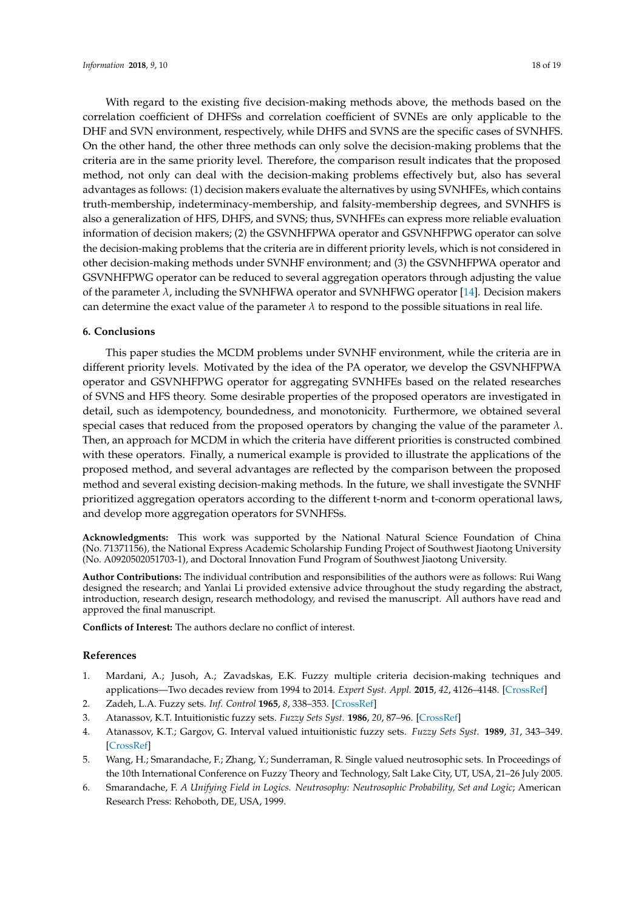With regard to the existing five decision-making methods above, the methods based on the correlation coefficient of DHFSs and correlation coefficient of SVNEs are only applicable to the DHF and SVN environment, respectively, while DHFS and SVNS are the specific cases of SVNHFS. On the other hand, the other three methods can only solve the decision-making problems that the criteria are in the same priority level. Therefore, the comparison result indicates that the proposed method, not only can deal with the decision-making problems effectively but, also has several advantages as follows: (1) decision makers evaluate the alternatives by using SVNHFEs, which contains truth-membership, indeterminacy-membership, and falsity-membership degrees, and SVNHFS is also a generalization of HFS, DHFS, and SVNS; thus, SVNHFEs can express more reliable evaluation information of decision makers; (2) the GSVNHFPWA operator and GSVNHFPWG operator can solve the decision-making problems that the criteria are in different priority levels, which is not considered in other decision-making methods under SVNHF environment; and (3) the GSVNHFPWA operator and GSVNHFPWG operator can be reduced to several aggregation operators through adjusting the value of the parameter $\lambda$, including the SVNHFWA operator and SVNHFWG operator [14]. Decision makers can determine the exact value of the parameter $\lambda$ to respond to the possible situations in real life.

## 6. Conclusions

This paper studies the MCDM problems under SVNHF environment, while the criteria are in different priority levels. Motivated by the idea of the PA operator, we develop the GSVNHFPWA operator and GSVNHFPWG operator for aggregating SVNHFEs based on the related researches of SVNS and HFS theory. Some desirable properties of the proposed operators are investigated in detail, such as idempotency, boundedness, and monotonicity. Furthermore, we obtained several special cases that reduced from the proposed operators by changing the value of the parameter $\lambda$. Then, an approach for MCDM in which the criteria have different priorities is constructed combined with these operators. Finally, a numerical example is provided to illustrate the applications of the proposed method, and several advantages are reflected by the comparison between the proposed method and several existing decision-making methods. In the future, we shall investigate the SVNHF prioritized aggregation operators according to the different t-norm and t-conorm operational laws, and develop more aggregation operators for SVNHFSs.

**Acknowledgments:** This work was supported by the National Natural Science Foundation of China (No. 71371156), the National Express Academic Scholarship Funding Project of Southwest Jiaotong University (No. A0920502051703-1), and Doctoral Innovation Fund Program of Southwest Jiaotong University.

**Author Contributions:** The individual contribution and responsibilities of the authors were as follows: Rui Wang designed the research; and Yanlai Li provided extensive advice throughout the study regarding the abstract, introduction, research design, research methodology, and revised the manuscript. All authors have read and approved the final manuscript.

**Conflicts of Interest:** The authors declare no conflict of interest.

## References

1. Mardani, A.; Jusoh, A.; Zavadskas, E.K. Fuzzy multiple criteria decision-making techniques and applications—Two decades review from 1994 to 2014. *Expert Syst. Appl.* **2015**, *42*, 4126–4148. [CrossRef]
2. Zadeh, L.A. Fuzzy sets. *Inf. Control* **1965**, *8*, 338–353. [CrossRef]
3. Atanassov, K.T. Intuitionistic fuzzy sets. *Fuzzy Sets Syst.* **1986**, *20*, 87–96. [CrossRef]
4. Atanassov, K.T.; Gargov, G. Interval valued intuitionistic fuzzy sets. *Fuzzy Sets Syst.* **1989**, *31*, 343–349. [CrossRef]
5. Wang, H.; Smarandache, F.; Zhang, Y.; Sunderraman, R. Single valued neutrosophic sets. In Proceedings of the 10th International Conference on Fuzzy Theory and Technology, Salt Lake City, UT, USA, 21–26 July 2005.
6. Smarandache, F. *A Unifying Field in Logics. Neutrosophy: Neutrosophic Probability, Set and Logic*; American Research Press: Rehoboth, DE, USA, 1999.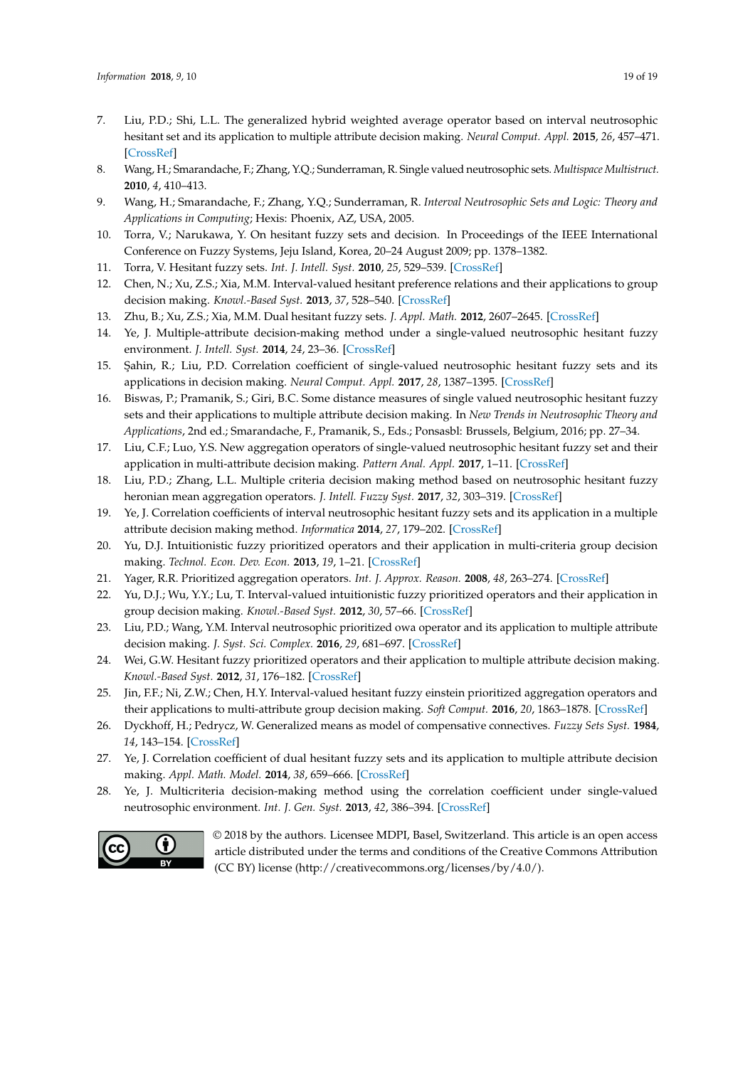7. Liu, P.D.; Shi, L.L. The generalized hybrid weighted average operator based on interval neutrosophic hesitant set and its application to multiple attribute decision making. *Neural Comput. Appl.* **2015**, *26*, 457–471. [CrossRef]
8. Wang, H.; Smarandache, F.; Zhang, Y.Q.; Sunderraman, R. Single valued neutrosophic sets. *Multispace Multistruct.* **2010**, *4*, 410–413.
9. Wang, H.; Smarandache, F.; Zhang, Y.Q.; Sunderraman, R. *Interval Neutrosophic Sets and Logic: Theory and Applications in Computing*; Hexis: Phoenix, AZ, USA, 2005.
10. Torra, V.; Narukawa, Y. On hesitant fuzzy sets and decision. In Proceedings of the IEEE International Conference on Fuzzy Systems, Jeju Island, Korea, 20–24 August 2009; pp. 1378–1382.
11. Torra, V. Hesitant fuzzy sets. *Int. J. Intell. Syst.* **2010**, *25*, 529–539. [CrossRef]
12. Chen, N.; Xu, Z.S.; Xia, M.M. Interval-valued hesitant preference relations and their applications to group decision making. *Knowl.-Based Syst.* **2013**, *37*, 528–540. [CrossRef]
13. Zhu, B.; Xu, Z.S.; Xia, M.M. Dual hesitant fuzzy sets. *J. Appl. Math.* **2012**, 2607–2645. [CrossRef]
14. Ye, J. Multiple-attribute decision-making method under a single-valued neutrosophic hesitant fuzzy environment. *J. Intell. Syst.* **2014**, *24*, 23–36. [CrossRef]
15. Şahin, R.; Liu, P.D. Correlation coefficient of single-valued neutrosophic hesitant fuzzy sets and its applications in decision making. *Neural Comput. Appl.* **2017**, *28*, 1387–1395. [CrossRef]
16. Biswas, P.; Pramanik, S.; Giri, B.C. Some distance measures of single valued neutrosophic hesitant fuzzy sets and their applications to multiple attribute decision making. In *New Trends in Neutrosophic Theory and Applications*, 2nd ed.; Smarandache, F., Pramanik, S., Eds.; Ponsasbl: Brussels, Belgium, 2016; pp. 27–34.
17. Liu, C.F.; Luo, Y.S. New aggregation operators of single-valued neutrosophic hesitant fuzzy set and their application in multi-attribute decision making. *Pattern Anal. Appl.* **2017**, 1–11. [CrossRef]
18. Liu, P.D.; Zhang, L.L. Multiple criteria decision making method based on neutrosophic hesitant fuzzy heronian mean aggregation operators. *J. Intell. Fuzzy Syst.* **2017**, *32*, 303–319. [CrossRef]
19. Ye, J. Correlation coefficients of interval neutrosophic hesitant fuzzy sets and its application in a multiple attribute decision making method. *Informatica* **2014**, *27*, 179–202. [CrossRef]
20. Yu, D.J. Intuitionistic fuzzy prioritized operators and their application in multi-criteria group decision making. *Technol. Econ. Dev. Econ.* **2013**, *19*, 1–21. [CrossRef]
21. Yager, R.R. Prioritized aggregation operators. *Int. J. Approx. Reason.* **2008**, *48*, 263–274. [CrossRef]
22. Yu, D.J.; Wu, Y.Y.; Lu, T. Interval-valued intuitionistic fuzzy prioritized operators and their application in group decision making. *Knowl.-Based Syst.* **2012**, *30*, 57–66. [CrossRef]
23. Liu, P.D.; Wang, Y.M. Interval neutrosophic prioritized owa operator and its application to multiple attribute decision making. *J. Syst. Sci. Complex.* **2016**, *29*, 681–697. [CrossRef]
24. Wei, G.W. Hesitant fuzzy prioritized operators and their application to multiple attribute decision making. *Knowl.-Based Syst.* **2012**, *31*, 176–182. [CrossRef]
25. Jin, F.F.; Ni, Z.W.; Chen, H.Y. Interval-valued hesitant fuzzy einstein prioritized aggregation operators and their applications to multi-attribute group decision making. *Soft Comput.* **2016**, *20*, 1863–1878. [CrossRef]
26. Dyckhoff, H.; Pedrycz, W. Generalized means as model of compensative connectives. *Fuzzy Sets Syst.* **1984**, *14*, 143–154. [CrossRef]
27. Ye, J. Correlation coefficient of dual hesitant fuzzy sets and its application to multiple attribute decision making. *Appl. Math. Model.* **2014**, *38*, 659–666. [CrossRef]
28. Ye, J. Multicriteria decision-making method using the correlation coefficient under single-valued neutrosophic environment. *Int. J. Gen. Syst.* **2013**, *42*, 386–394. [CrossRef]

© 2018 by the authors. Licensee MDPI, Basel, Switzerland. This article is an open access article distributed under the terms and conditions of the Creative Commons Attribution (CC BY) license (http://creativecommons.org/licenses/by/4.0/).